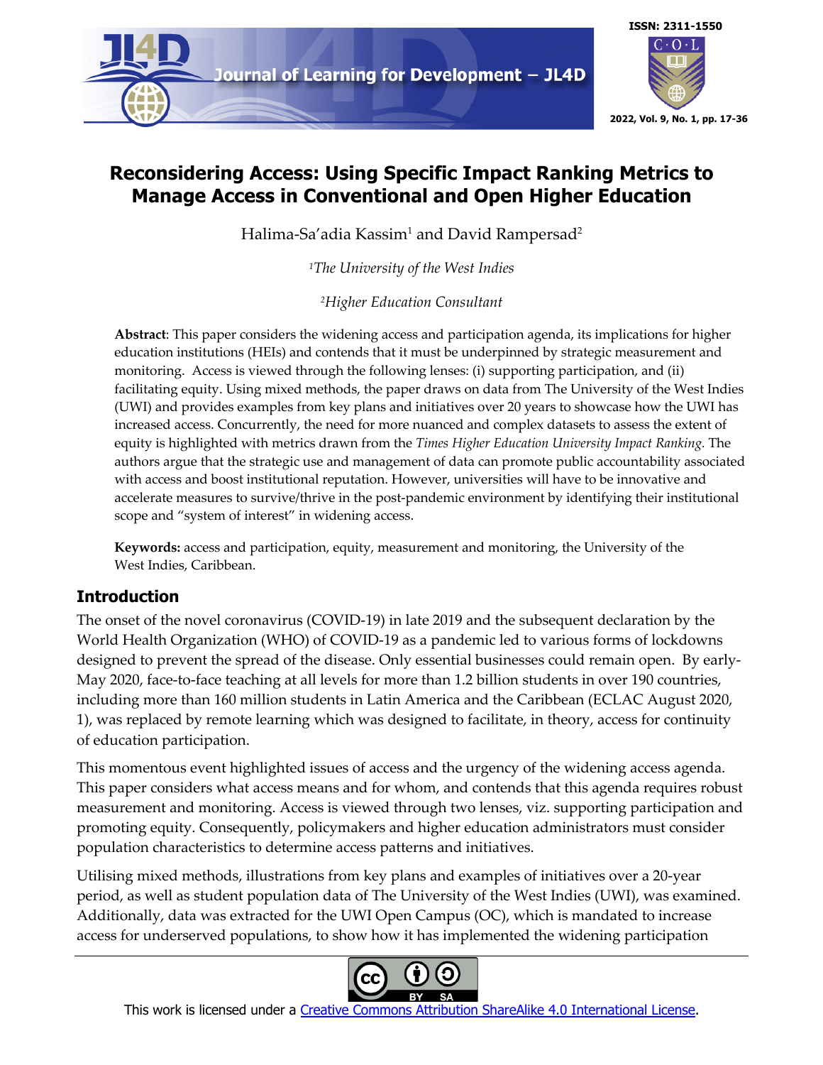# Reconsidering Access: Using Specific Impact Ranking Metrics to Manage Access in Conventional and Open Higher Education

Halima-Sa'adia Kassim[1] and David Rampersad[2]

[1]*The University of the West Indies*

[2]*Higher Education Consultant*

**Abstract**: This paper considers the widening access and participation agenda, its implications for higher education institutions (HEIs) and contends that it must be underpinned by strategic measurement and monitoring. Access is viewed through the following lenses: (i) supporting participation, and (ii) facilitating equity. Using mixed methods, the paper draws on data from The University of the West Indies (UWI) and provides examples from key plans and initiatives over 20 years to showcase how the UWI has increased access. Concurrently, the need for more nuanced and complex datasets to assess the extent of equity is highlighted with metrics drawn from the *Times Higher Education University Impact Ranking*. The authors argue that the strategic use and management of data can promote public accountability associated with access and boost institutional reputation. However, universities will have to be innovative and accelerate measures to survive/thrive in the post-pandemic environment by identifying their institutional scope and "system of interest" in widening access.

**Keywords:** access and participation, equity, measurement and monitoring, the University of the West Indies, Caribbean.

## Introduction

The onset of the novel coronavirus (COVID-19) in late 2019 and the subsequent declaration by the World Health Organization (WHO) of COVID-19 as a pandemic led to various forms of lockdowns designed to prevent the spread of the disease. Only essential businesses could remain open. By early-May 2020, face-to-face teaching at all levels for more than 1.2 billion students in over 190 countries, including more than 160 million students in Latin America and the Caribbean (ECLAC August 2020, 1), was replaced by remote learning which was designed to facilitate, in theory, access for continuity of education participation.

This momentous event highlighted issues of access and the urgency of the widening access agenda. This paper considers what access means and for whom, and contends that this agenda requires robust measurement and monitoring. Access is viewed through two lenses, viz. supporting participation and promoting equity. Consequently, policymakers and higher education administrators must consider population characteristics to determine access patterns and initiatives.

Utilising mixed methods, illustrations from key plans and examples of initiatives over a 20-year period, as well as student population data of The University of the West Indies (UWI), was examined. Additionally, data was extracted for the UWI Open Campus (OC), which is mandated to increase access for underserved populations, to show how it has implemented the widening participation

This work is licensed under a Creative Commons Attribution ShareAlike 4.0 International License.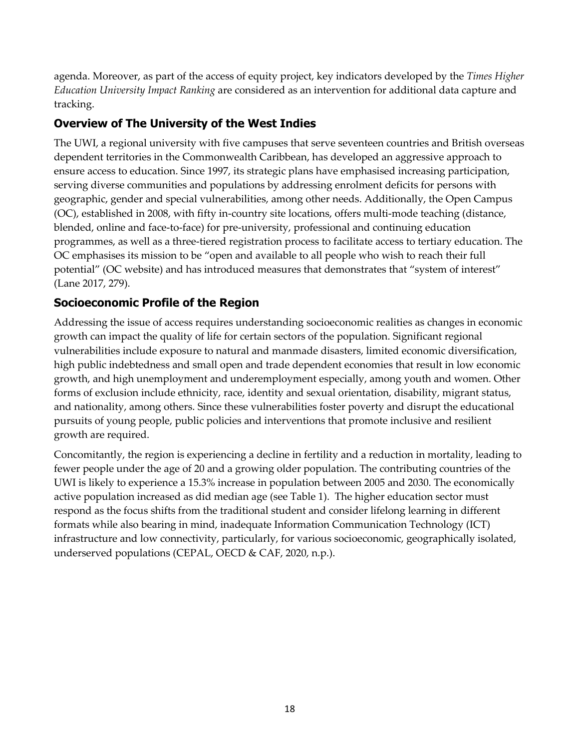agenda. Moreover, as part of the access of equity project, key indicators developed by the *Times Higher Education University Impact Ranking* are considered as an intervention for additional data capture and tracking.

## Overview of The University of the West Indies

The UWI, a regional university with five campuses that serve seventeen countries and British overseas dependent territories in the Commonwealth Caribbean, has developed an aggressive approach to ensure access to education. Since 1997, its strategic plans have emphasised increasing participation, serving diverse communities and populations by addressing enrolment deficits for persons with geographic, gender and special vulnerabilities, among other needs. Additionally, the Open Campus (OC), established in 2008, with fifty in-country site locations, offers multi-mode teaching (distance, blended, online and face-to-face) for pre-university, professional and continuing education programmes, as well as a three-tiered registration process to facilitate access to tertiary education. The OC emphasises its mission to be "open and available to all people who wish to reach their full potential" (OC website) and has introduced measures that demonstrates that "system of interest" (Lane 2017, 279).

## Socioeconomic Profile of the Region

Addressing the issue of access requires understanding socioeconomic realities as changes in economic growth can impact the quality of life for certain sectors of the population. Significant regional vulnerabilities include exposure to natural and manmade disasters, limited economic diversification, high public indebtedness and small open and trade dependent economies that result in low economic growth, and high unemployment and underemployment especially, among youth and women. Other forms of exclusion include ethnicity, race, identity and sexual orientation, disability, migrant status, and nationality, among others. Since these vulnerabilities foster poverty and disrupt the educational pursuits of young people, public policies and interventions that promote inclusive and resilient growth are required.

Concomitantly, the region is experiencing a decline in fertility and a reduction in mortality, leading to fewer people under the age of 20 and a growing older population. The contributing countries of the UWI is likely to experience a 15.3% increase in population between 2005 and 2030. The economically active population increased as did median age (see Table 1). The higher education sector must respond as the focus shifts from the traditional student and consider lifelong learning in different formats while also bearing in mind, inadequate Information Communication Technology (ICT) infrastructure and low connectivity, particularly, for various socioeconomic, geographically isolated, underserved populations (CEPAL, OECD & CAF, 2020, n.p.).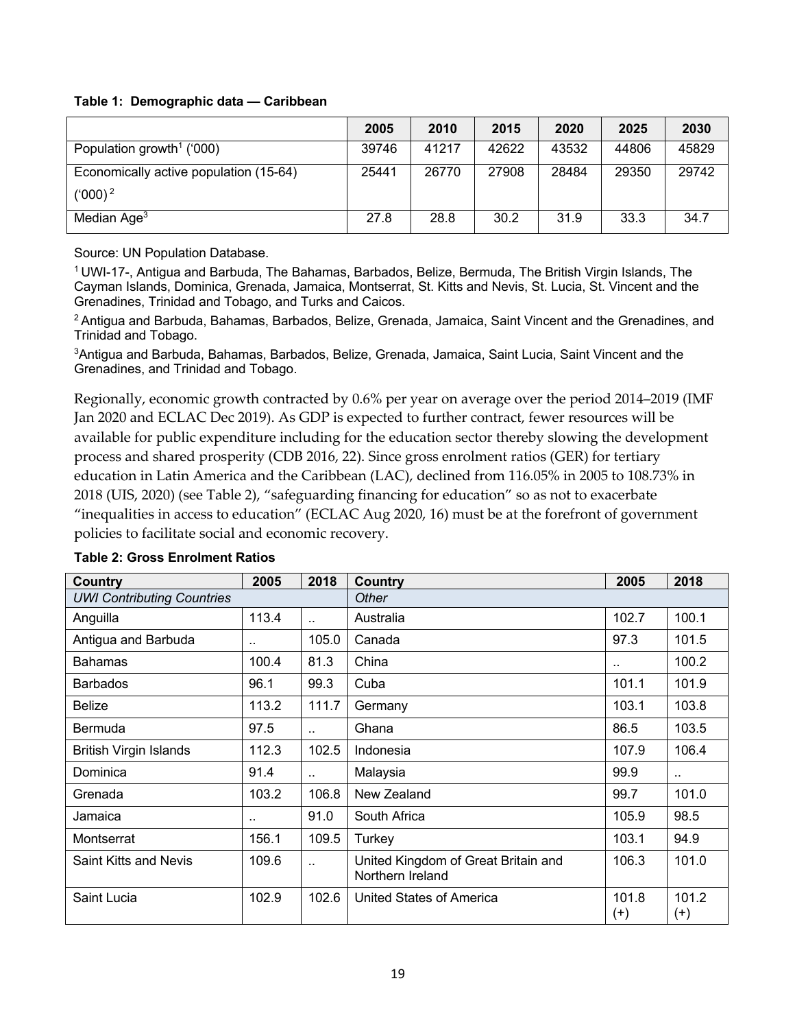**Table 1: Demographic data — Caribbean**

| | 2005 | 2010 | 2015 | 2020 | 2025 | 2030 |
|---|---|---|---|---|---|---|
| Population growth[1] ('000) | 39746 | 41217 | 42622 | 43532 | 44806 | 45829 |
| Economically active population (15-64) ('000)[2] | 25441 | 26770 | 27908 | 28484 | 29350 | 29742 |
| Median Age[3] | 27.8 | 28.8 | 30.2 | 31.9 | 33.3 | 34.7 |

Source: UN Population Database.

[1] UWI-17-, Antigua and Barbuda, The Bahamas, Barbados, Belize, Bermuda, The British Virgin Islands, The Cayman Islands, Dominica, Grenada, Jamaica, Montserrat, St. Kitts and Nevis, St. Lucia, St. Vincent and the Grenadines, Trinidad and Tobago, and Turks and Caicos.

[2] Antigua and Barbuda, Bahamas, Barbados, Belize, Grenada, Jamaica, Saint Vincent and the Grenadines, and Trinidad and Tobago.

[3] Antigua and Barbuda, Bahamas, Barbados, Belize, Grenada, Jamaica, Saint Lucia, Saint Vincent and the Grenadines, and Trinidad and Tobago.

Regionally, economic growth contracted by 0.6% per year on average over the period 2014–2019 (IMF Jan 2020 and ECLAC Dec 2019). As GDP is expected to further contract, fewer resources will be available for public expenditure including for the education sector thereby slowing the development process and shared prosperity (CDB 2016, 22). Since gross enrolment ratios (GER) for tertiary education in Latin America and the Caribbean (LAC), declined from 116.05% in 2005 to 108.73% in 2018 (UIS, 2020) (see Table 2), "safeguarding financing for education" so as not to exacerbate "inequalities in access to education" (ECLAC Aug 2020, 16) must be at the forefront of government policies to facilitate social and economic recovery.

**Table 2: Gross Enrolment Ratios**

| Country | 2005 | 2018 | Country | 2005 | 2018 |
|---|---|---|---|---|---|
| *UWI Contributing Countries* | | | *Other* | | |
| Anguilla | 113.4 | .. | Australia | 102.7 | 100.1 |
| Antigua and Barbuda | .. | 105.0 | Canada | 97.3 | 101.5 |
| Bahamas | 100.4 | 81.3 | China | .. | 100.2 |
| Barbados | 96.1 | 99.3 | Cuba | 101.1 | 101.9 |
| Belize | 113.2 | 111.7 | Germany | 103.1 | 103.8 |
| Bermuda | 97.5 | .. | Ghana | 86.5 | 103.5 |
| British Virgin Islands | 112.3 | 102.5 | Indonesia | 107.9 | 106.4 |
| Dominica | 91.4 | .. | Malaysia | 99.9 | .. |
| Grenada | 103.2 | 106.8 | New Zealand | 99.7 | 101.0 |
| Jamaica | .. | 91.0 | South Africa | 105.9 | 98.5 |
| Montserrat | 156.1 | 109.5 | Turkey | 103.1 | 94.9 |
| Saint Kitts and Nevis | 109.6 | .. | United Kingdom of Great Britain and Northern Ireland | 106.3 | 101.0 |
| Saint Lucia | 102.9 | 102.6 | United States of America | 101.8 (+) | 101.2 (+) |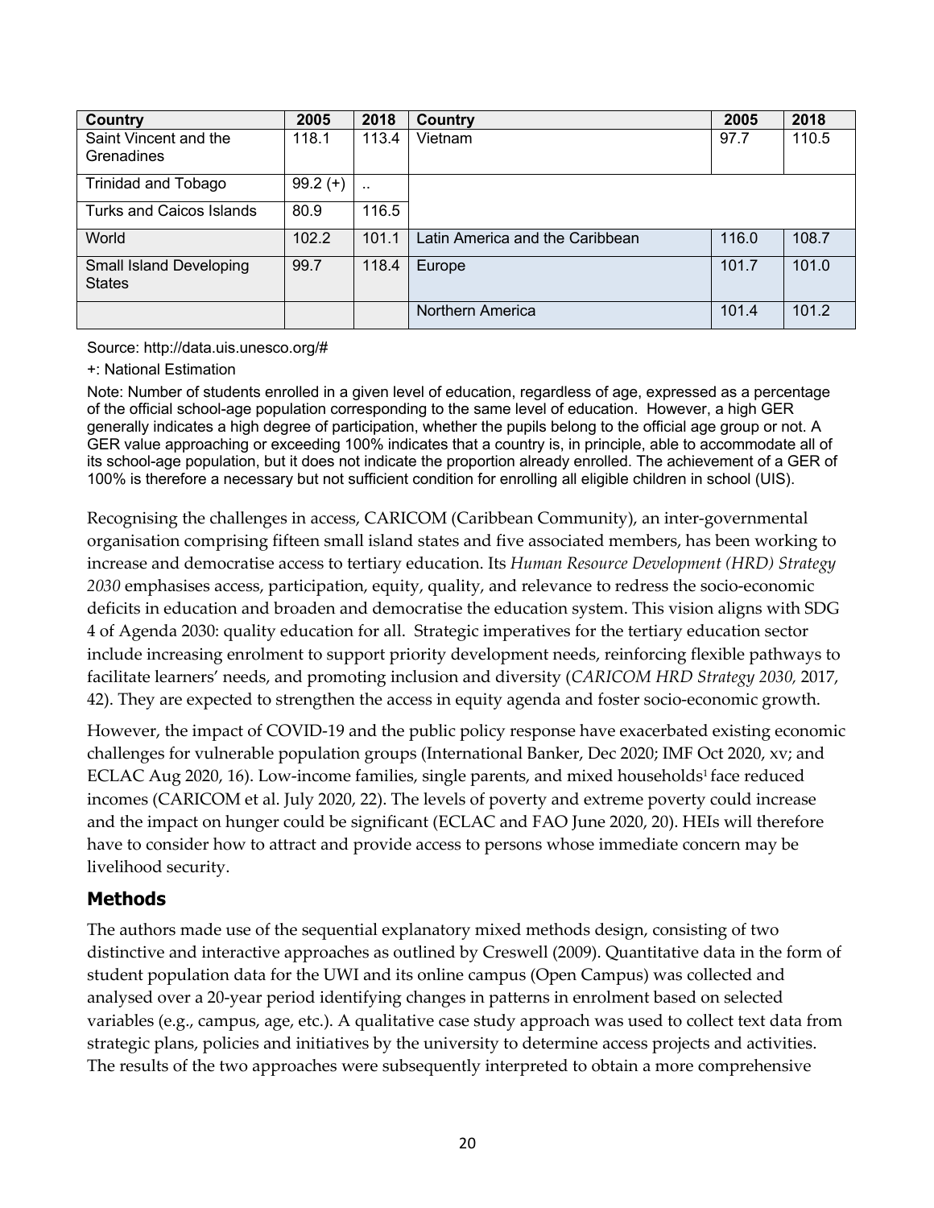| Country | 2005 | 2018 | Country | 2005 | 2018 |
|---|---|---|---|---|---|
| Saint Vincent and the Grenadines | 118.1 | 113.4 | Vietnam | 97.7 | 110.5 |
| Trinidad and Tobago | 99.2 (+) | .. | | | |
| Turks and Caicos Islands | 80.9 | 116.5 | | | |
| World | 102.2 | 101.1 | Latin America and the Caribbean | 116.0 | 108.7 |
| Small Island Developing States | 99.7 | 118.4 | Europe | 101.7 | 101.0 |
| | | | Northern America | 101.4 | 101.2 |

Source: http://data.uis.unesco.org/#

+: National Estimation

Note: Number of students enrolled in a given level of education, regardless of age, expressed as a percentage of the official school-age population corresponding to the same level of education. However, a high GER generally indicates a high degree of participation, whether the pupils belong to the official age group or not. A GER value approaching or exceeding 100% indicates that a country is, in principle, able to accommodate all of its school-age population, but it does not indicate the proportion already enrolled. The achievement of a GER of 100% is therefore a necessary but not sufficient condition for enrolling all eligible children in school (UIS).

Recognising the challenges in access, CARICOM (Caribbean Community), an inter-governmental organisation comprising fifteen small island states and five associated members, has been working to increase and democratise access to tertiary education. Its *Human Resource Development (HRD) Strategy 2030* emphasises access, participation, equity, quality, and relevance to redress the socio-economic deficits in education and broaden and democratise the education system. This vision aligns with SDG 4 of Agenda 2030: quality education for all. Strategic imperatives for the tertiary education sector include increasing enrolment to support priority development needs, reinforcing flexible pathways to facilitate learners' needs, and promoting inclusion and diversity (*CARICOM HRD Strategy 2030,* 2017, 42). They are expected to strengthen the access in equity agenda and foster socio-economic growth.

However, the impact of COVID-19 and the public policy response have exacerbated existing economic challenges for vulnerable population groups (International Banker, Dec 2020; IMF Oct 2020, xv; and ECLAC Aug 2020, 16). Low-income families, single parents, and mixed households[1] face reduced incomes (CARICOM et al. July 2020, 22). The levels of poverty and extreme poverty could increase and the impact on hunger could be significant (ECLAC and FAO June 2020, 20). HEIs will therefore have to consider how to attract and provide access to persons whose immediate concern may be livelihood security.

## Methods

The authors made use of the sequential explanatory mixed methods design, consisting of two distinctive and interactive approaches as outlined by Creswell (2009). Quantitative data in the form of student population data for the UWI and its online campus (Open Campus) was collected and analysed over a 20-year period identifying changes in patterns in enrolment based on selected variables (e.g., campus, age, etc.). A qualitative case study approach was used to collect text data from strategic plans, policies and initiatives by the university to determine access projects and activities. The results of the two approaches were subsequently interpreted to obtain a more comprehensive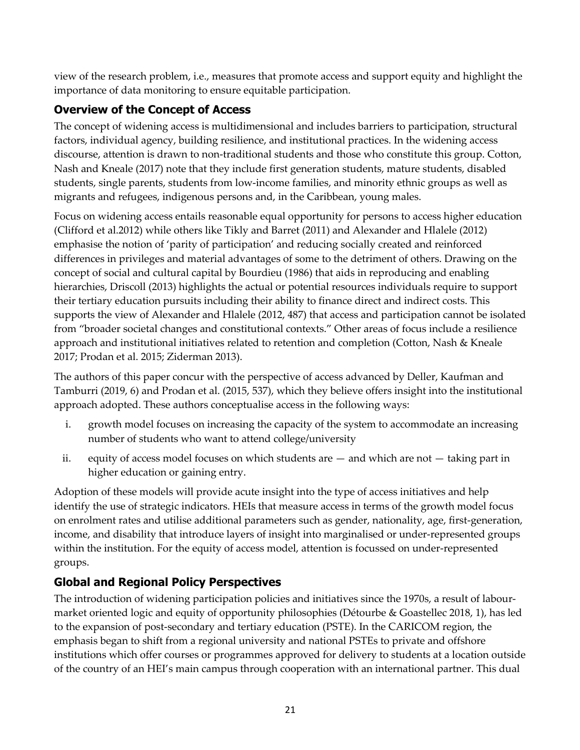view of the research problem, i.e., measures that promote access and support equity and highlight the importance of data monitoring to ensure equitable participation.

## Overview of the Concept of Access

The concept of widening access is multidimensional and includes barriers to participation, structural factors, individual agency, building resilience, and institutional practices. In the widening access discourse, attention is drawn to non-traditional students and those who constitute this group. Cotton, Nash and Kneale (2017) note that they include first generation students, mature students, disabled students, single parents, students from low-income families, and minority ethnic groups as well as migrants and refugees, indigenous persons and, in the Caribbean, young males.

Focus on widening access entails reasonable equal opportunity for persons to access higher education (Clifford et al.2012) while others like Tikly and Barret (2011) and Alexander and Hlalele (2012) emphasise the notion of 'parity of participation' and reducing socially created and reinforced differences in privileges and material advantages of some to the detriment of others. Drawing on the concept of social and cultural capital by Bourdieu (1986) that aids in reproducing and enabling hierarchies, Driscoll (2013) highlights the actual or potential resources individuals require to support their tertiary education pursuits including their ability to finance direct and indirect costs. This supports the view of Alexander and Hlalele (2012, 487) that access and participation cannot be isolated from "broader societal changes and constitutional contexts." Other areas of focus include a resilience approach and institutional initiatives related to retention and completion (Cotton, Nash & Kneale 2017; Prodan et al. 2015; Ziderman 2013).

The authors of this paper concur with the perspective of access advanced by Deller, Kaufman and Tamburri (2019, 6) and Prodan et al. (2015, 537), which they believe offers insight into the institutional approach adopted. These authors conceptualise access in the following ways:

i. growth model focuses on increasing the capacity of the system to accommodate an increasing number of students who want to attend college/university

ii. equity of access model focuses on which students are — and which are not — taking part in higher education or gaining entry.

Adoption of these models will provide acute insight into the type of access initiatives and help identify the use of strategic indicators. HEIs that measure access in terms of the growth model focus on enrolment rates and utilise additional parameters such as gender, nationality, age, first-generation, income, and disability that introduce layers of insight into marginalised or under-represented groups within the institution. For the equity of access model, attention is focussed on under-represented groups.

## Global and Regional Policy Perspectives

The introduction of widening participation policies and initiatives since the 1970s, a result of labour-market oriented logic and equity of opportunity philosophies (Détourbe & Goastellec 2018, 1), has led to the expansion of post-secondary and tertiary education (PSTE). In the CARICOM region, the emphasis began to shift from a regional university and national PSTEs to private and offshore institutions which offer courses or programmes approved for delivery to students at a location outside of the country of an HEI's main campus through cooperation with an international partner. This dual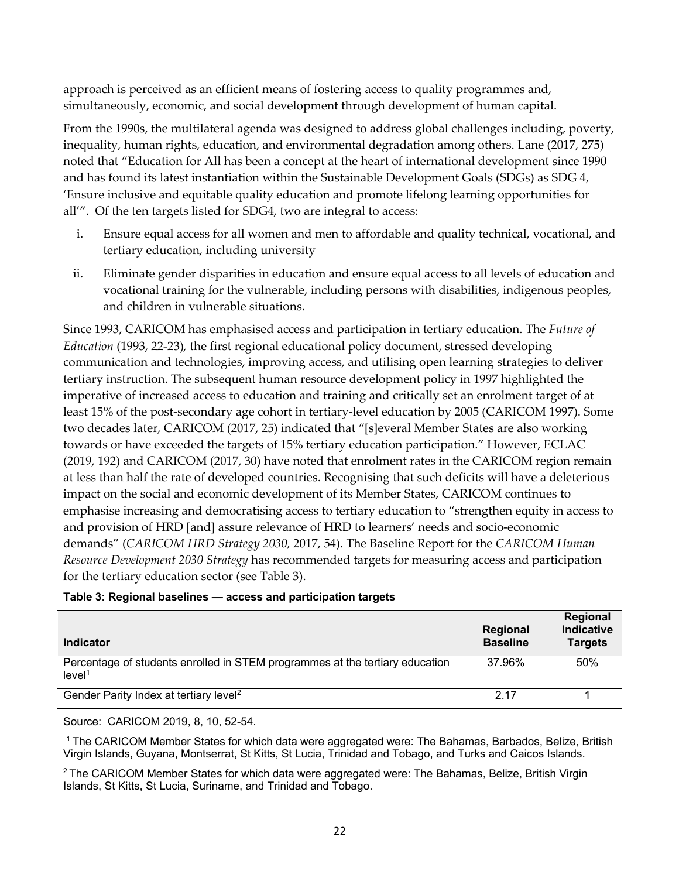approach is perceived as an efficient means of fostering access to quality programmes and, simultaneously, economic, and social development through development of human capital.

From the 1990s, the multilateral agenda was designed to address global challenges including, poverty, inequality, human rights, education, and environmental degradation among others. Lane (2017, 275) noted that "Education for All has been a concept at the heart of international development since 1990 and has found its latest instantiation within the Sustainable Development Goals (SDGs) as SDG 4, 'Ensure inclusive and equitable quality education and promote lifelong learning opportunities for all'". Of the ten targets listed for SDG4, two are integral to access:

i. Ensure equal access for all women and men to affordable and quality technical, vocational, and tertiary education, including university
ii. Eliminate gender disparities in education and ensure equal access to all levels of education and vocational training for the vulnerable, including persons with disabilities, indigenous peoples, and children in vulnerable situations.

Since 1993, CARICOM has emphasised access and participation in tertiary education. The *Future of Education* (1993, 22-23), the first regional educational policy document, stressed developing communication and technologies, improving access, and utilising open learning strategies to deliver tertiary instruction. The subsequent human resource development policy in 1997 highlighted the imperative of increased access to education and training and critically set an enrolment target of at least 15% of the post-secondary age cohort in tertiary-level education by 2005 (CARICOM 1997). Some two decades later, CARICOM (2017, 25) indicated that "[s]everal Member States are also working towards or have exceeded the targets of 15% tertiary education participation." However, ECLAC (2019, 192) and CARICOM (2017, 30) have noted that enrolment rates in the CARICOM region remain at less than half the rate of developed countries. Recognising that such deficits will have a deleterious impact on the social and economic development of its Member States, CARICOM continues to emphasise increasing and democratising access to tertiary education to "strengthen equity in access to and provision of HRD [and] assure relevance of HRD to learners' needs and socio-economic demands" (*CARICOM HRD Strategy 2030*, 2017, 54). The Baseline Report for the *CARICOM Human Resource Development 2030 Strategy* has recommended targets for measuring access and participation for the tertiary education sector (see Table 3).

**Table 3: Regional baselines — access and participation targets**

| Indicator | Regional Baseline | Regional Indicative Targets |
|---|---|---|
| Percentage of students enrolled in STEM programmes at the tertiary education level[1] | 37.96% | 50% |
| Gender Parity Index at tertiary level[2] | 2.17 | 1 |

Source: CARICOM 2019, 8, 10, 52-54.

[1] The CARICOM Member States for which data were aggregated were: The Bahamas, Barbados, Belize, British Virgin Islands, Guyana, Montserrat, St Kitts, St Lucia, Trinidad and Tobago, and Turks and Caicos Islands.

[2] The CARICOM Member States for which data were aggregated were: The Bahamas, Belize, British Virgin Islands, St Kitts, St Lucia, Suriname, and Trinidad and Tobago.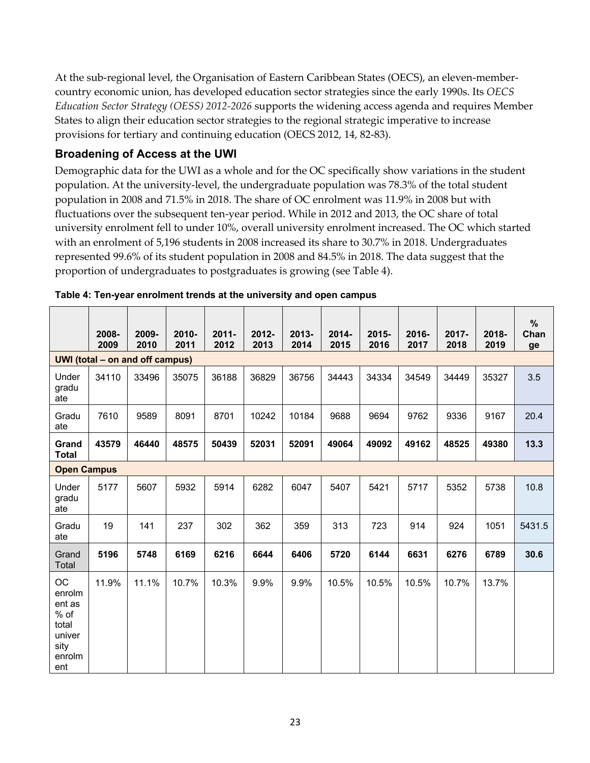At the sub-regional level, the Organisation of Eastern Caribbean States (OECS), an eleven-member-country economic union, has developed education sector strategies since the early 1990s. Its *OECS Education Sector Strategy (OESS) 2012-2026* supports the widening access agenda and requires Member States to align their education sector strategies to the regional strategic imperative to increase provisions for tertiary and continuing education (OECS 2012, 14, 82-83).

## Broadening of Access at the UWI

Demographic data for the UWI as a whole and for the OC specifically show variations in the student population. At the university-level, the undergraduate population was 78.3% of the total student population in 2008 and 71.5% in 2018. The share of OC enrolment was 11.9% in 2008 but with fluctuations over the subsequent ten-year period. While in 2012 and 2013, the OC share of total university enrolment fell to under 10%, overall university enrolment increased. The OC which started with an enrolment of 5,196 students in 2008 increased its share to 30.7% in 2018. Undergraduates represented 99.6% of its student population in 2008 and 84.5% in 2018. The data suggest that the proportion of undergraduates to postgraduates is growing (see Table 4).

**Table 4: Ten-year enrolment trends at the university and open campus**

| | 2008-2009 | 2009-2010 | 2010-2011 | 2011-2012 | 2012-2013 | 2013-2014 | 2014-2015 | 2015-2016 | 2016-2017 | 2017-2018 | 2018-2019 | % Change |
|---|---|---|---|---|---|---|---|---|---|---|---|---|
| **UWI (total – on and off campus)** | | | | | | | | | | | | |
| Undergraduate | 34110 | 33496 | 35075 | 36188 | 36829 | 36756 | 34443 | 34334 | 34549 | 34449 | 35327 | 3.5 |
| Graduate | 7610 | 9589 | 8091 | 8701 | 10242 | 10184 | 9688 | 9694 | 9762 | 9336 | 9167 | 20.4 |
| **Grand Total** | **43579** | **46440** | **48575** | **50439** | **52031** | **52091** | **49064** | **49092** | **49162** | **48525** | **49380** | **13.3** |
| **Open Campus** | | | | | | | | | | | | |
| Undergraduate | 5177 | 5607 | 5932 | 5914 | 6282 | 6047 | 5407 | 5421 | 5717 | 5352 | 5738 | 10.8 |
| Graduate | 19 | 141 | 237 | 302 | 362 | 359 | 313 | 723 | 914 | 924 | 1051 | 5431.5 |
| Grand Total | **5196** | **5748** | **6169** | **6216** | **6644** | **6406** | **5720** | **6144** | **6631** | **6276** | **6789** | **30.6** |
| OC enrolment as % of total university enrolment | 11.9% | 11.1% | 10.7% | 10.3% | 9.9% | 9.9% | 10.5% | 10.5% | 10.5% | 10.7% | 13.7% | |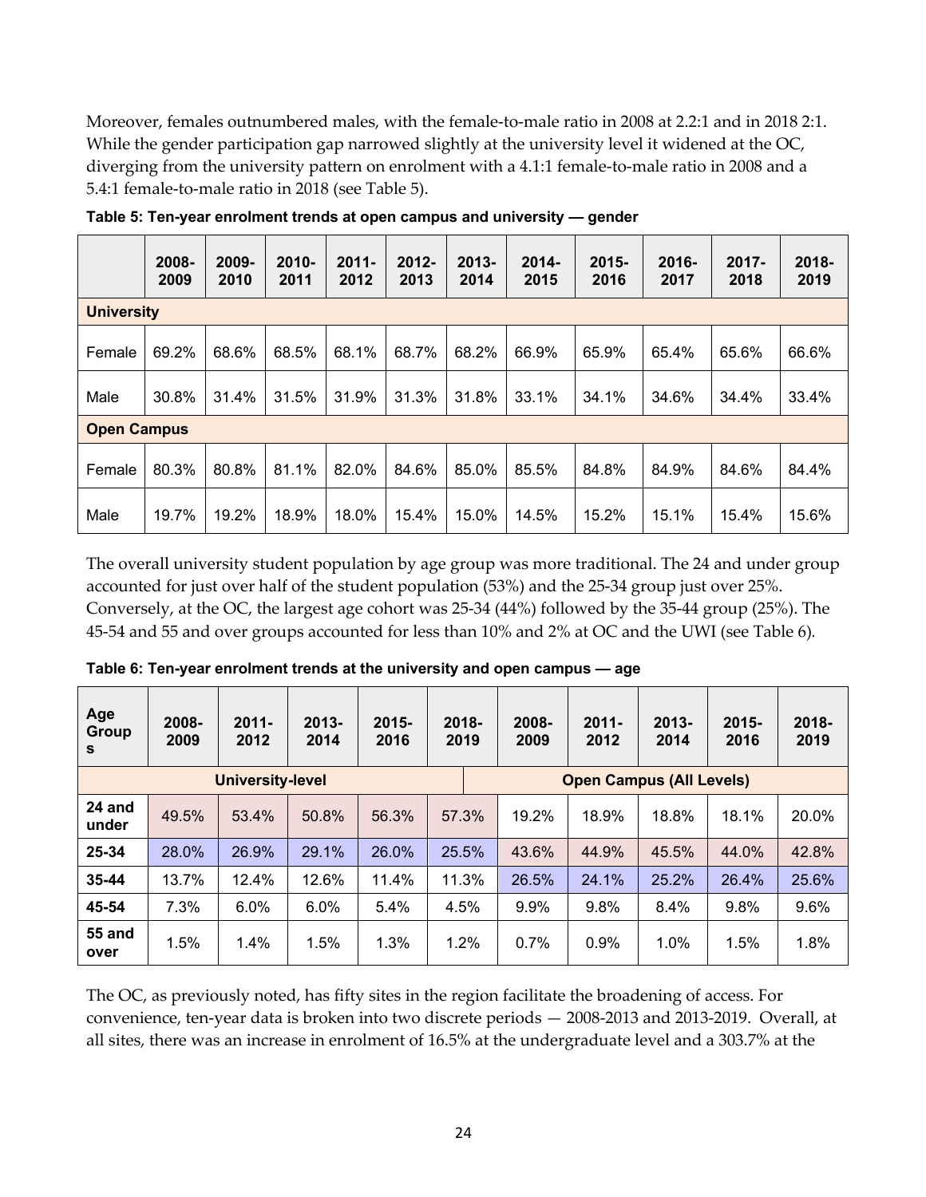Moreover, females outnumbered males, with the female-to-male ratio in 2008 at 2.2:1 and in 2018 2:1. While the gender participation gap narrowed slightly at the university level it widened at the OC, diverging from the university pattern on enrolment with a 4.1:1 female-to-male ratio in 2008 and a 5.4:1 female-to-male ratio in 2018 (see Table 5).

**Table 5: Ten-year enrolment trends at open campus and university — gender**

| | 2008-2009 | 2009-2010 | 2010-2011 | 2011-2012 | 2012-2013 | 2013-2014 | 2014-2015 | 2015-2016 | 2016-2017 | 2017-2018 | 2018-2019 |
|---|---|---|---|---|---|---|---|---|---|---|---|
| **University** | | | | | | | | | | | |
| Female | 69.2% | 68.6% | 68.5% | 68.1% | 68.7% | 68.2% | 66.9% | 65.9% | 65.4% | 65.6% | 66.6% |
| Male | 30.8% | 31.4% | 31.5% | 31.9% | 31.3% | 31.8% | 33.1% | 34.1% | 34.6% | 34.4% | 33.4% |
| **Open Campus** | | | | | | | | | | | |
| Female | 80.3% | 80.8% | 81.1% | 82.0% | 84.6% | 85.0% | 85.5% | 84.8% | 84.9% | 84.6% | 84.4% |
| Male | 19.7% | 19.2% | 18.9% | 18.0% | 15.4% | 15.0% | 14.5% | 15.2% | 15.1% | 15.4% | 15.6% |

The overall university student population by age group was more traditional. The 24 and under group accounted for just over half of the student population (53%) and the 25-34 group just over 25%. Conversely, at the OC, the largest age cohort was 25-34 (44%) followed by the 35-44 group (25%). The 45-54 and 55 and over groups accounted for less than 10% and 2% at OC and the UWI (see Table 6).

**Table 6: Ten-year enrolment trends at the university and open campus — age**

| Age Groups | 2008-2009 | 2011-2012 | 2013-2014 | 2015-2016 | 2018-2019 | 2008-2009 | 2011-2012 | 2013-2014 | 2015-2016 | 2018-2019 |
|---|---|---|---|---|---|---|---|---|---|---|
| | University-level | | | | | Open Campus (All Levels) | | | | |
| **24 and under** | 49.5% | 53.4% | 50.8% | 56.3% | 57.3% | 19.2% | 18.9% | 18.8% | 18.1% | 20.0% |
| **25-34** | 28.0% | 26.9% | 29.1% | 26.0% | 25.5% | 43.6% | 44.9% | 45.5% | 44.0% | 42.8% |
| **35-44** | 13.7% | 12.4% | 12.6% | 11.4% | 11.3% | 26.5% | 24.1% | 25.2% | 26.4% | 25.6% |
| **45-54** | 7.3% | 6.0% | 6.0% | 5.4% | 4.5% | 9.9% | 9.8% | 8.4% | 9.8% | 9.6% |
| **55 and over** | 1.5% | 1.4% | 1.5% | 1.3% | 1.2% | 0.7% | 0.9% | 1.0% | 1.5% | 1.8% |

The OC, as previously noted, has fifty sites in the region facilitate the broadening of access. For convenience, ten-year data is broken into two discrete periods — 2008-2013 and 2013-2019. Overall, at all sites, there was an increase in enrolment of 16.5% at the undergraduate level and a 303.7% at the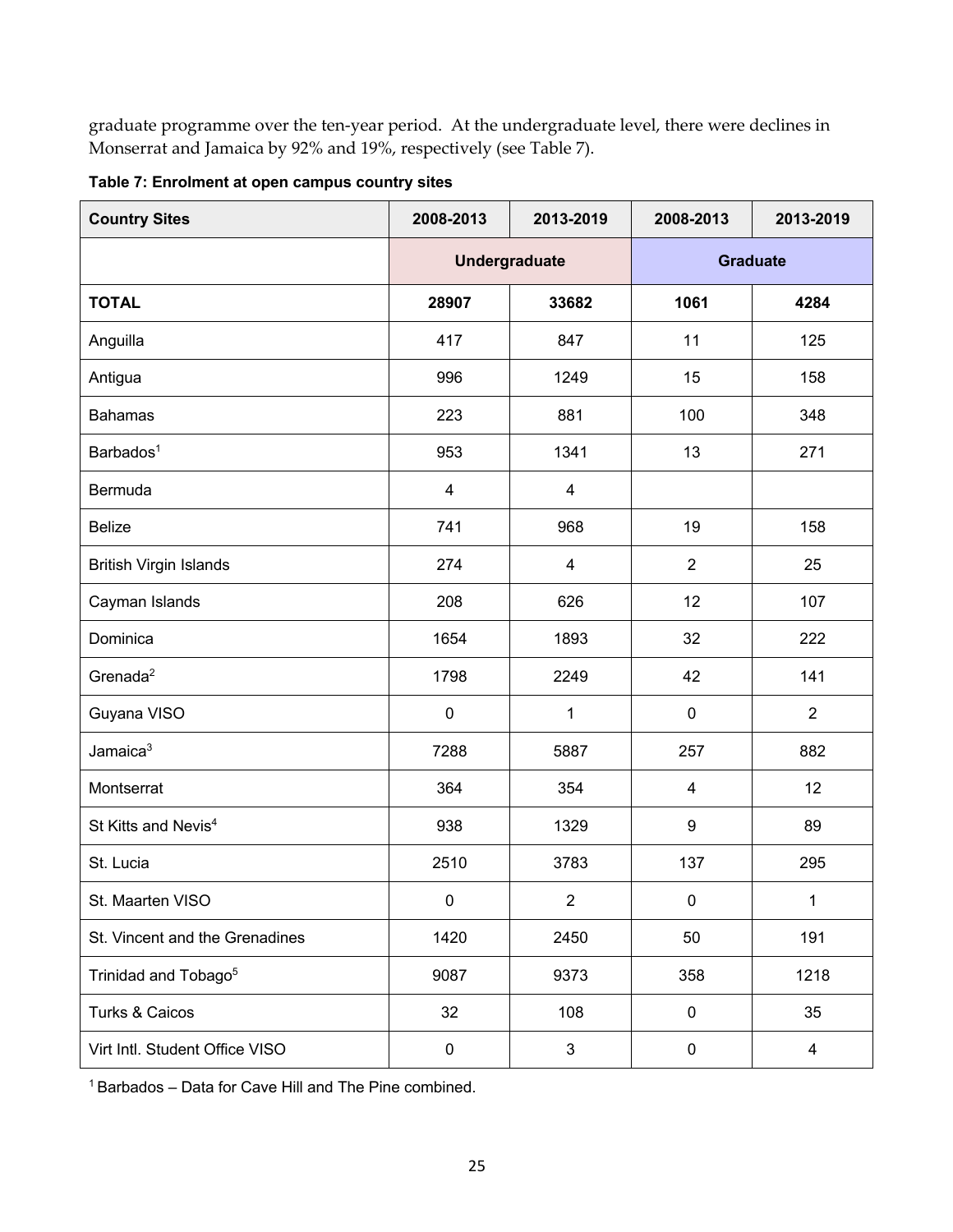graduate programme over the ten-year period. At the undergraduate level, there were declines in Monserrat and Jamaica by 92% and 19%, respectively (see Table 7).

**Table 7: Enrolment at open campus country sites**

| Country Sites | 2008-2013 | 2013-2019 | 2008-2013 | 2013-2019 |
|---|---|---|---|---|
| | Undergraduate | | Graduate | |
| **TOTAL** | **28907** | **33682** | **1061** | **4284** |
| Anguilla | 417 | 847 | 11 | 125 |
| Antigua | 996 | 1249 | 15 | 158 |
| Bahamas | 223 | 881 | 100 | 348 |
| Barbados[1] | 953 | 1341 | 13 | 271 |
| Bermuda | 4 | 4 | | |
| Belize | 741 | 968 | 19 | 158 |
| British Virgin Islands | 274 | 4 | 2 | 25 |
| Cayman Islands | 208 | 626 | 12 | 107 |
| Dominica | 1654 | 1893 | 32 | 222 |
| Grenada[2] | 1798 | 2249 | 42 | 141 |
| Guyana VISO | 0 | 1 | 0 | 2 |
| Jamaica[3] | 7288 | 5887 | 257 | 882 |
| Montserrat | 364 | 354 | 4 | 12 |
| St Kitts and Nevis[4] | 938 | 1329 | 9 | 89 |
| St. Lucia | 2510 | 3783 | 137 | 295 |
| St. Maarten VISO | 0 | 2 | 0 | 1 |
| St. Vincent and the Grenadines | 1420 | 2450 | 50 | 191 |
| Trinidad and Tobago[5] | 9087 | 9373 | 358 | 1218 |
| Turks & Caicos | 32 | 108 | 0 | 35 |
| Virt Intl. Student Office VISO | 0 | 3 | 0 | 4 |

[1] Barbados – Data for Cave Hill and The Pine combined.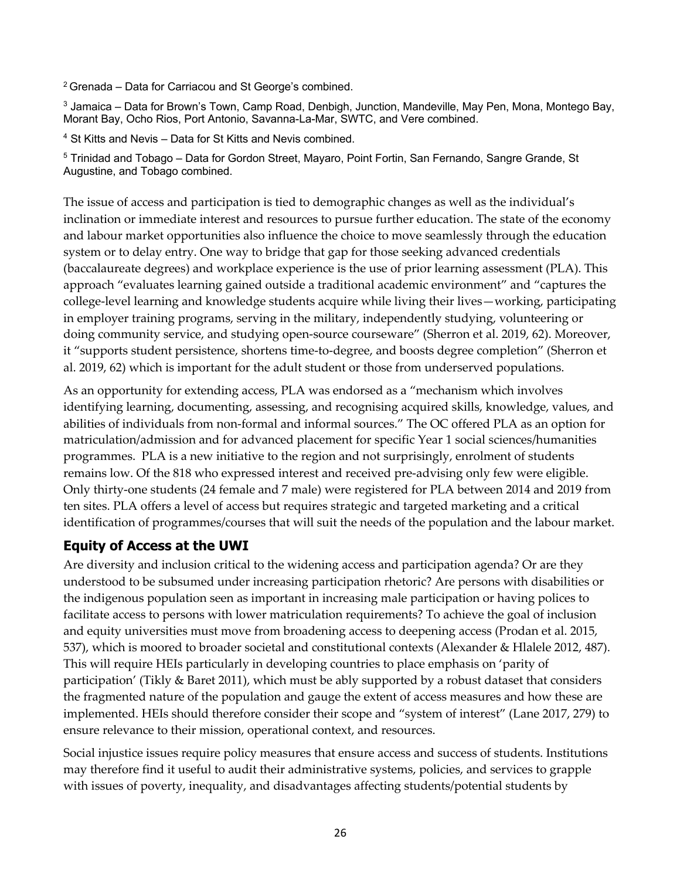[2] Grenada – Data for Carriacou and St George's combined.

[3] Jamaica – Data for Brown's Town, Camp Road, Denbigh, Junction, Mandeville, May Pen, Mona, Montego Bay, Morant Bay, Ocho Rios, Port Antonio, Savanna-La-Mar, SWTC, and Vere combined.

[4] St Kitts and Nevis – Data for St Kitts and Nevis combined.

[5] Trinidad and Tobago – Data for Gordon Street, Mayaro, Point Fortin, San Fernando, Sangre Grande, St Augustine, and Tobago combined.

The issue of access and participation is tied to demographic changes as well as the individual's inclination or immediate interest and resources to pursue further education. The state of the economy and labour market opportunities also influence the choice to move seamlessly through the education system or to delay entry. One way to bridge that gap for those seeking advanced credentials (baccalaureate degrees) and workplace experience is the use of prior learning assessment (PLA). This approach "evaluates learning gained outside a traditional academic environment" and "captures the college-level learning and knowledge students acquire while living their lives—working, participating in employer training programs, serving in the military, independently studying, volunteering or doing community service, and studying open-source courseware" (Sherron et al. 2019, 62). Moreover, it "supports student persistence, shortens time-to-degree, and boosts degree completion" (Sherron et al. 2019, 62) which is important for the adult student or those from underserved populations.

As an opportunity for extending access, PLA was endorsed as a "mechanism which involves identifying learning, documenting, assessing, and recognising acquired skills, knowledge, values, and abilities of individuals from non-formal and informal sources." The OC offered PLA as an option for matriculation/admission and for advanced placement for specific Year 1 social sciences/humanities programmes. PLA is a new initiative to the region and not surprisingly, enrolment of students remains low. Of the 818 who expressed interest and received pre-advising only few were eligible. Only thirty-one students (24 female and 7 male) were registered for PLA between 2014 and 2019 from ten sites. PLA offers a level of access but requires strategic and targeted marketing and a critical identification of programmes/courses that will suit the needs of the population and the labour market.

## Equity of Access at the UWI

Are diversity and inclusion critical to the widening access and participation agenda? Or are they understood to be subsumed under increasing participation rhetoric? Are persons with disabilities or the indigenous population seen as important in increasing male participation or having polices to facilitate access to persons with lower matriculation requirements? To achieve the goal of inclusion and equity universities must move from broadening access to deepening access (Prodan et al. 2015, 537), which is moored to broader societal and constitutional contexts (Alexander & Hlalele 2012, 487). This will require HEIs particularly in developing countries to place emphasis on 'parity of participation' (Tikly & Baret 2011), which must be ably supported by a robust dataset that considers the fragmented nature of the population and gauge the extent of access measures and how these are implemented. HEIs should therefore consider their scope and "system of interest" (Lane 2017, 279) to ensure relevance to their mission, operational context, and resources.

Social injustice issues require policy measures that ensure access and success of students. Institutions may therefore find it useful to audit their administrative systems, policies, and services to grapple with issues of poverty, inequality, and disadvantages affecting students/potential students by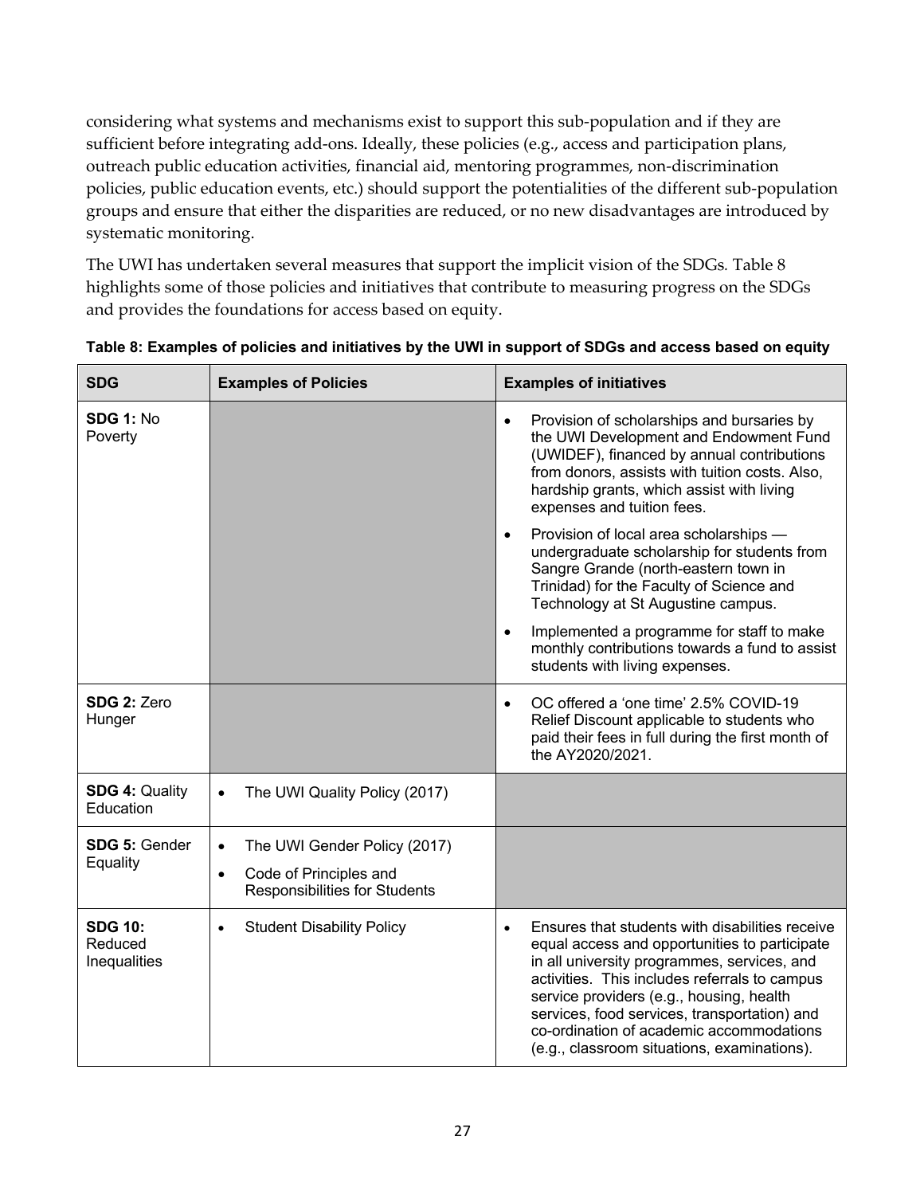considering what systems and mechanisms exist to support this sub-population and if they are sufficient before integrating add-ons. Ideally, these policies (e.g., access and participation plans, outreach public education activities, financial aid, mentoring programmes, non-discrimination policies, public education events, etc.) should support the potentialities of the different sub-population groups and ensure that either the disparities are reduced, or no new disadvantages are introduced by systematic monitoring.

The UWI has undertaken several measures that support the implicit vision of the SDGs. Table 8 highlights some of those policies and initiatives that contribute to measuring progress on the SDGs and provides the foundations for access based on equity.

**Table 8: Examples of policies and initiatives by the UWI in support of SDGs and access based on equity**

| SDG | Examples of Policies | Examples of initiatives |
|---|---|---|
| **SDG 1:** No Poverty | | • Provision of scholarships and bursaries by the UWI Development and Endowment Fund (UWIDEF), financed by annual contributions from donors, assists with tuition costs. Also, hardship grants, which assist with living expenses and tuition fees.<br>• Provision of local area scholarships — undergraduate scholarship for students from Sangre Grande (north-eastern town in Trinidad) for the Faculty of Science and Technology at St Augustine campus.<br>• Implemented a programme for staff to make monthly contributions towards a fund to assist students with living expenses. |
| **SDG 2:** Zero Hunger | | • OC offered a 'one time' 2.5% COVID-19 Relief Discount applicable to students who paid their fees in full during the first month of the AY2020/2021. |
| **SDG 4:** Quality Education | • The UWI Quality Policy (2017) | |
| **SDG 5:** Gender Equality | • The UWI Gender Policy (2017)<br>• Code of Principles and Responsibilities for Students | |
| **SDG 10:** Reduced Inequalities | • Student Disability Policy | • Ensures that students with disabilities receive equal access and opportunities to participate in all university programmes, services, and activities. This includes referrals to campus service providers (e.g., housing, health services, food services, transportation) and co-ordination of academic accommodations (e.g., classroom situations, examinations). |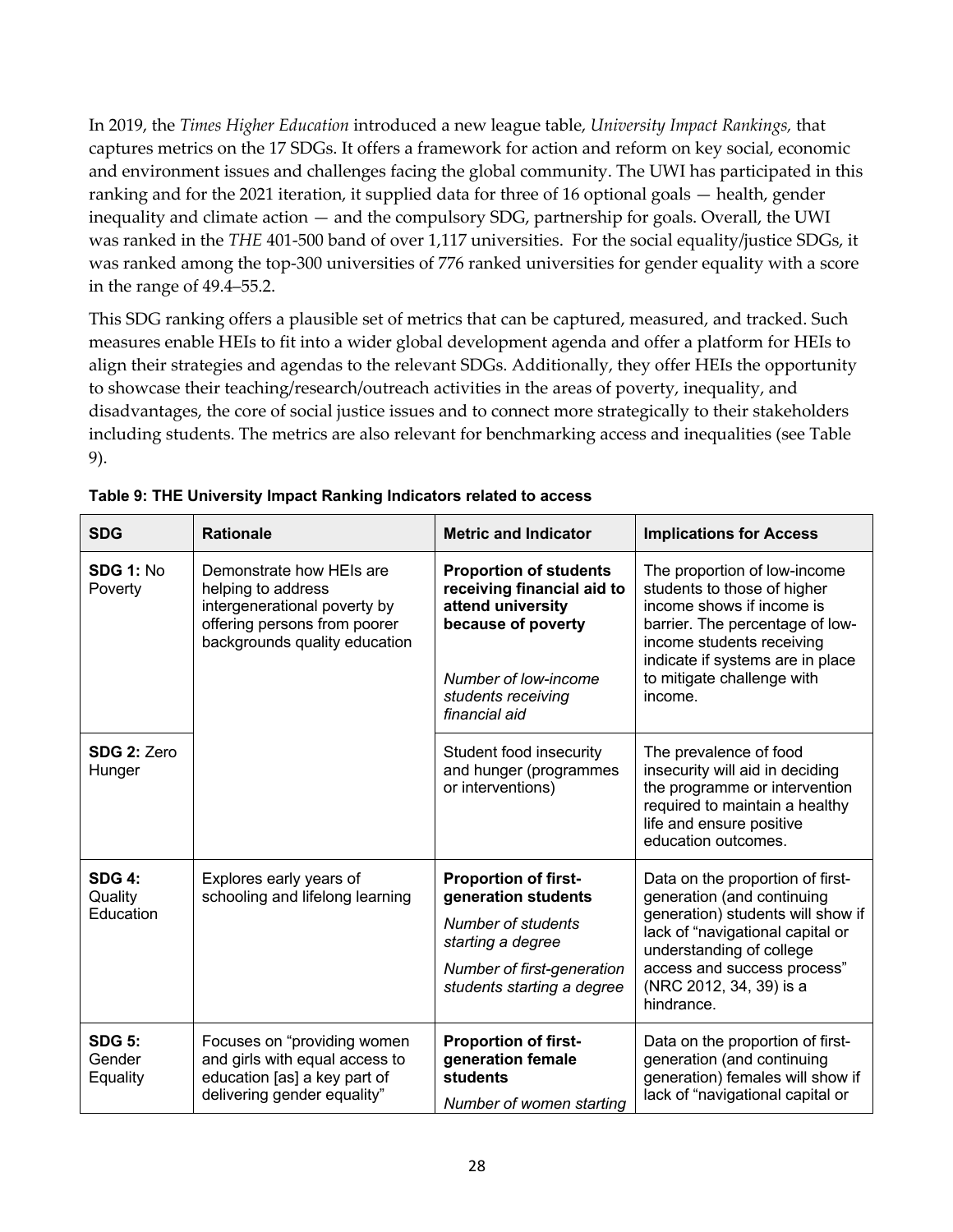In 2019, the *Times Higher Education* introduced a new league table, *University Impact Rankings,* that captures metrics on the 17 SDGs. It offers a framework for action and reform on key social, economic and environment issues and challenges facing the global community. The UWI has participated in this ranking and for the 2021 iteration, it supplied data for three of 16 optional goals — health, gender inequality and climate action — and the compulsory SDG, partnership for goals. Overall, the UWI was ranked in the *THE* 401-500 band of over 1,117 universities. For the social equality/justice SDGs, it was ranked among the top-300 universities of 776 ranked universities for gender equality with a score in the range of 49.4–55.2.

This SDG ranking offers a plausible set of metrics that can be captured, measured, and tracked. Such measures enable HEIs to fit into a wider global development agenda and offer a platform for HEIs to align their strategies and agendas to the relevant SDGs. Additionally, they offer HEIs the opportunity to showcase their teaching/research/outreach activities in the areas of poverty, inequality, and disadvantages, the core of social justice issues and to connect more strategically to their stakeholders including students. The metrics are also relevant for benchmarking access and inequalities (see Table 9).

**Table 9: THE University Impact Ranking Indicators related to access**

| SDG | Rationale | Metric and Indicator | Implications for Access |
|---|---|---|---|
| **SDG 1:** No Poverty | Demonstrate how HEIs are helping to address intergenerational poverty by offering persons from poorer backgrounds quality education | **Proportion of students receiving financial aid to attend university because of poverty**<br><br>*Number of low-income students receiving financial aid* | The proportion of low-income students to those of higher income shows if income is barrier. The percentage of low-income students receiving indicate if systems are in place to mitigate challenge with income. |
| **SDG 2:** Zero Hunger | | Student food insecurity and hunger (programmes or interventions) | The prevalence of food insecurity will aid in deciding the programme or intervention required to maintain a healthy life and ensure positive education outcomes. |
| **SDG 4:** Quality Education | Explores early years of schooling and lifelong learning | **Proportion of first-generation students**<br><br>*Number of students starting a degree*<br><br>*Number of first-generation students starting a degree* | Data on the proportion of first-generation (and continuing generation) students will show if lack of "navigational capital or understanding of college access and success process" (NRC 2012, 34, 39) is a hindrance. |
| **SDG 5:** Gender Equality | Focuses on "providing women and girls with equal access to education [as] a key part of delivering gender equality" | **Proportion of first-generation female students**<br><br>*Number of women starting* | Data on the proportion of first-generation (and continuing generation) females will show if lack of "navigational capital or |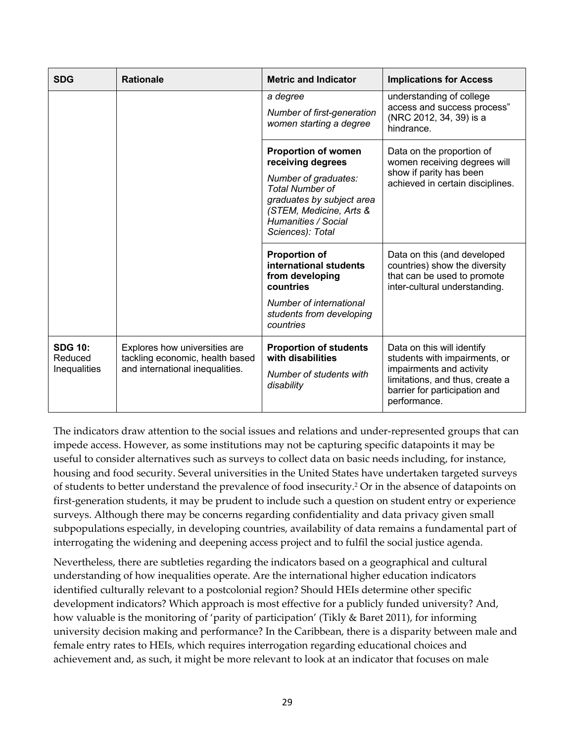| SDG | Rationale | Metric and Indicator | Implications for Access |
|---|---|---|---|
| | | *a degree*<br><br>*Number of first-generation women starting a degree* | understanding of college access and success process" (NRC 2012, 34, 39) is a hindrance. |
| | | **Proportion of women receiving degrees**<br><br>*Number of graduates: Total Number of graduates by subject area (STEM, Medicine, Arts & Humanities / Social Sciences): Total* | Data on the proportion of women receiving degrees will show if parity has been achieved in certain disciplines. |
| | | **Proportion of international students from developing countries**<br><br>*Number of international students from developing countries* | Data on this (and developed countries) show the diversity that can be used to promote inter-cultural understanding. |
| **SDG 10:** Reduced Inequalities | Explores how universities are tackling economic, health based and international inequalities. | **Proportion of students with disabilities**<br><br>*Number of students with disability* | Data on this will identify students with impairments, or impairments and activity limitations, and thus, create a barrier for participation and performance. |

The indicators draw attention to the social issues and relations and under-represented groups that can impede access. However, as some institutions may not be capturing specific datapoints it may be useful to consider alternatives such as surveys to collect data on basic needs including, for instance, housing and food security. Several universities in the United States have undertaken targeted surveys of students to better understand the prevalence of food insecurity.[2] Or in the absence of datapoints on first-generation students, it may be prudent to include such a question on student entry or experience surveys. Although there may be concerns regarding confidentiality and data privacy given small subpopulations especially, in developing countries, availability of data remains a fundamental part of interrogating the widening and deepening access project and to fulfil the social justice agenda.

Nevertheless, there are subtleties regarding the indicators based on a geographical and cultural understanding of how inequalities operate. Are the international higher education indicators identified culturally relevant to a postcolonial region? Should HEIs determine other specific development indicators? Which approach is most effective for a publicly funded university? And, how valuable is the monitoring of 'parity of participation' (Tikly & Baret 2011), for informing university decision making and performance? In the Caribbean, there is a disparity between male and female entry rates to HEIs, which requires interrogation regarding educational choices and achievement and, as such, it might be more relevant to look at an indicator that focuses on male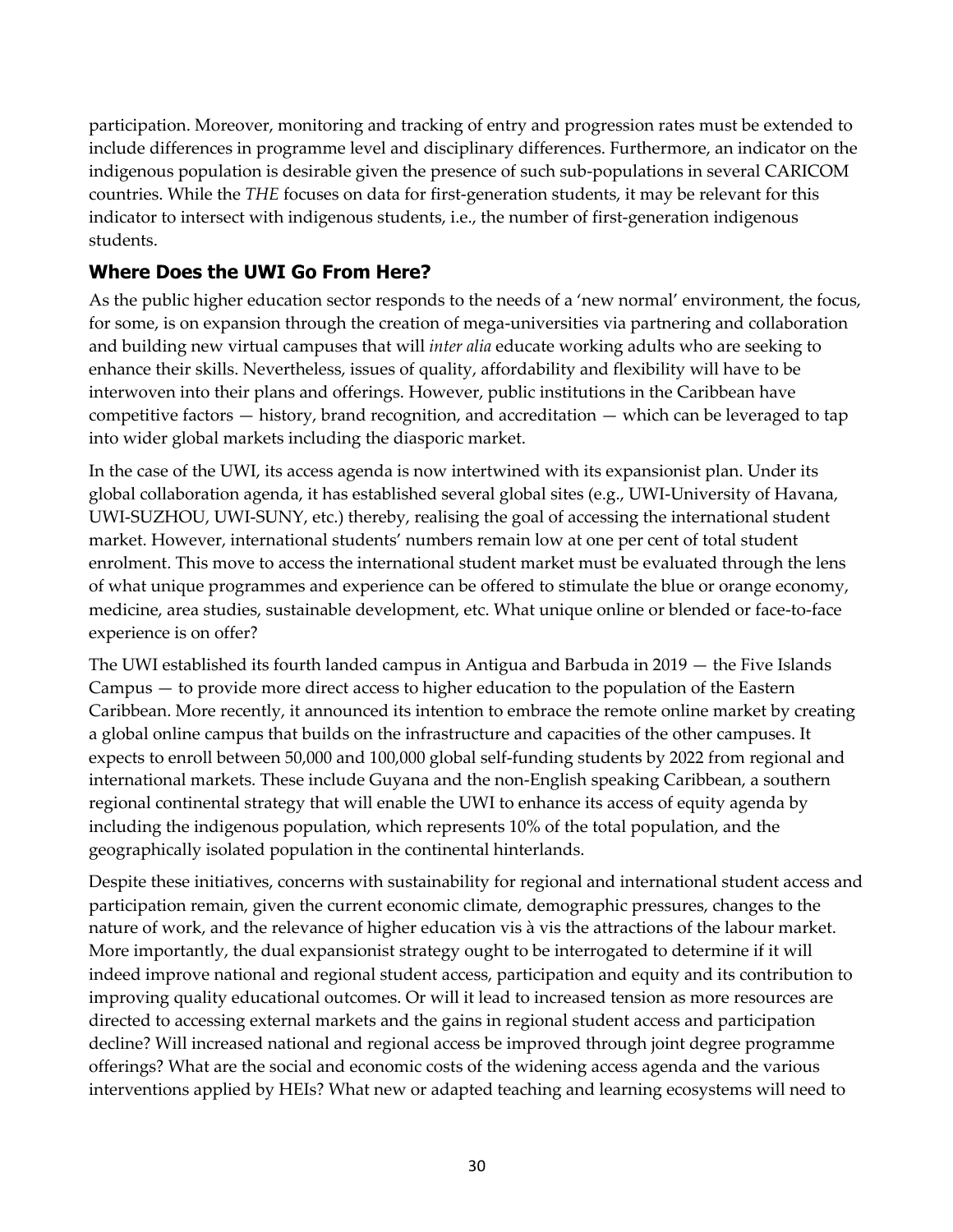participation. Moreover, monitoring and tracking of entry and progression rates must be extended to include differences in programme level and disciplinary differences. Furthermore, an indicator on the indigenous population is desirable given the presence of such sub-populations in several CARICOM countries. While the *THE* focuses on data for first-generation students, it may be relevant for this indicator to intersect with indigenous students, i.e., the number of first-generation indigenous students.

## Where Does the UWI Go From Here?

As the public higher education sector responds to the needs of a 'new normal' environment, the focus, for some, is on expansion through the creation of mega-universities via partnering and collaboration and building new virtual campuses that will *inter alia* educate working adults who are seeking to enhance their skills. Nevertheless, issues of quality, affordability and flexibility will have to be interwoven into their plans and offerings. However, public institutions in the Caribbean have competitive factors — history, brand recognition, and accreditation — which can be leveraged to tap into wider global markets including the diasporic market.

In the case of the UWI, its access agenda is now intertwined with its expansionist plan. Under its global collaboration agenda, it has established several global sites (e.g., UWI-University of Havana, UWI-SUZHOU, UWI-SUNY, etc.) thereby, realising the goal of accessing the international student market. However, international students' numbers remain low at one per cent of total student enrolment. This move to access the international student market must be evaluated through the lens of what unique programmes and experience can be offered to stimulate the blue or orange economy, medicine, area studies, sustainable development, etc. What unique online or blended or face-to-face experience is on offer?

The UWI established its fourth landed campus in Antigua and Barbuda in 2019 — the Five Islands Campus — to provide more direct access to higher education to the population of the Eastern Caribbean. More recently, it announced its intention to embrace the remote online market by creating a global online campus that builds on the infrastructure and capacities of the other campuses. It expects to enroll between 50,000 and 100,000 global self-funding students by 2022 from regional and international markets. These include Guyana and the non-English speaking Caribbean, a southern regional continental strategy that will enable the UWI to enhance its access of equity agenda by including the indigenous population, which represents 10% of the total population, and the geographically isolated population in the continental hinterlands.

Despite these initiatives, concerns with sustainability for regional and international student access and participation remain, given the current economic climate, demographic pressures, changes to the nature of work, and the relevance of higher education vis à vis the attractions of the labour market. More importantly, the dual expansionist strategy ought to be interrogated to determine if it will indeed improve national and regional student access, participation and equity and its contribution to improving quality educational outcomes. Or will it lead to increased tension as more resources are directed to accessing external markets and the gains in regional student access and participation decline? Will increased national and regional access be improved through joint degree programme offerings? What are the social and economic costs of the widening access agenda and the various interventions applied by HEIs? What new or adapted teaching and learning ecosystems will need to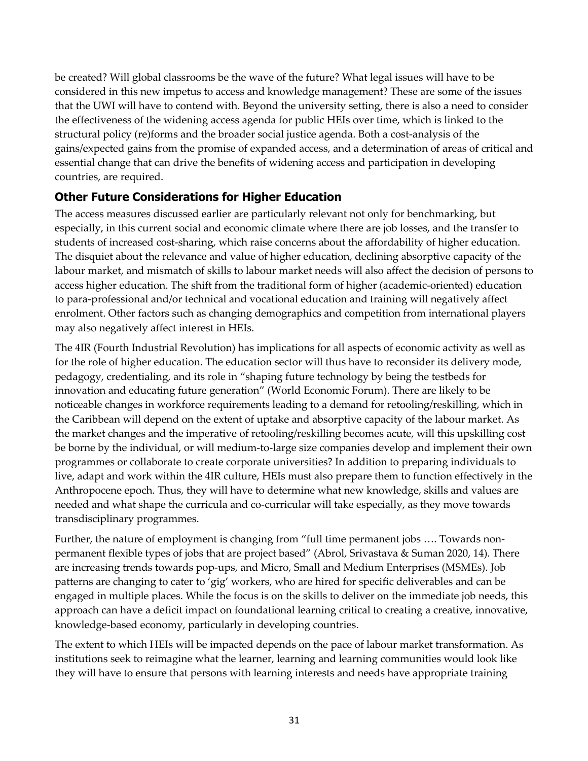be created? Will global classrooms be the wave of the future? What legal issues will have to be considered in this new impetus to access and knowledge management? These are some of the issues that the UWI will have to contend with. Beyond the university setting, there is also a need to consider the effectiveness of the widening access agenda for public HEIs over time, which is linked to the structural policy (re)forms and the broader social justice agenda. Both a cost-analysis of the gains/expected gains from the promise of expanded access, and a determination of areas of critical and essential change that can drive the benefits of widening access and participation in developing countries, are required.

## Other Future Considerations for Higher Education

The access measures discussed earlier are particularly relevant not only for benchmarking, but especially, in this current social and economic climate where there are job losses, and the transfer to students of increased cost-sharing, which raise concerns about the affordability of higher education. The disquiet about the relevance and value of higher education, declining absorptive capacity of the labour market, and mismatch of skills to labour market needs will also affect the decision of persons to access higher education. The shift from the traditional form of higher (academic-oriented) education to para-professional and/or technical and vocational education and training will negatively affect enrolment. Other factors such as changing demographics and competition from international players may also negatively affect interest in HEIs.

The 4IR (Fourth Industrial Revolution) has implications for all aspects of economic activity as well as for the role of higher education. The education sector will thus have to reconsider its delivery mode, pedagogy, credentialing, and its role in "shaping future technology by being the testbeds for innovation and educating future generation" (World Economic Forum). There are likely to be noticeable changes in workforce requirements leading to a demand for retooling/reskilling, which in the Caribbean will depend on the extent of uptake and absorptive capacity of the labour market. As the market changes and the imperative of retooling/reskilling becomes acute, will this upskilling cost be borne by the individual, or will medium-to-large size companies develop and implement their own programmes or collaborate to create corporate universities? In addition to preparing individuals to live, adapt and work within the 4IR culture, HEIs must also prepare them to function effectively in the Anthropocene epoch. Thus, they will have to determine what new knowledge, skills and values are needed and what shape the curricula and co-curricular will take especially, as they move towards transdisciplinary programmes.

Further, the nature of employment is changing from "full time permanent jobs …. Towards non-permanent flexible types of jobs that are project based" (Abrol, Srivastava & Suman 2020, 14). There are increasing trends towards pop-ups, and Micro, Small and Medium Enterprises (MSMEs). Job patterns are changing to cater to 'gig' workers, who are hired for specific deliverables and can be engaged in multiple places. While the focus is on the skills to deliver on the immediate job needs, this approach can have a deficit impact on foundational learning critical to creating a creative, innovative, knowledge-based economy, particularly in developing countries.

The extent to which HEIs will be impacted depends on the pace of labour market transformation. As institutions seek to reimagine what the learner, learning and learning communities would look like they will have to ensure that persons with learning interests and needs have appropriate training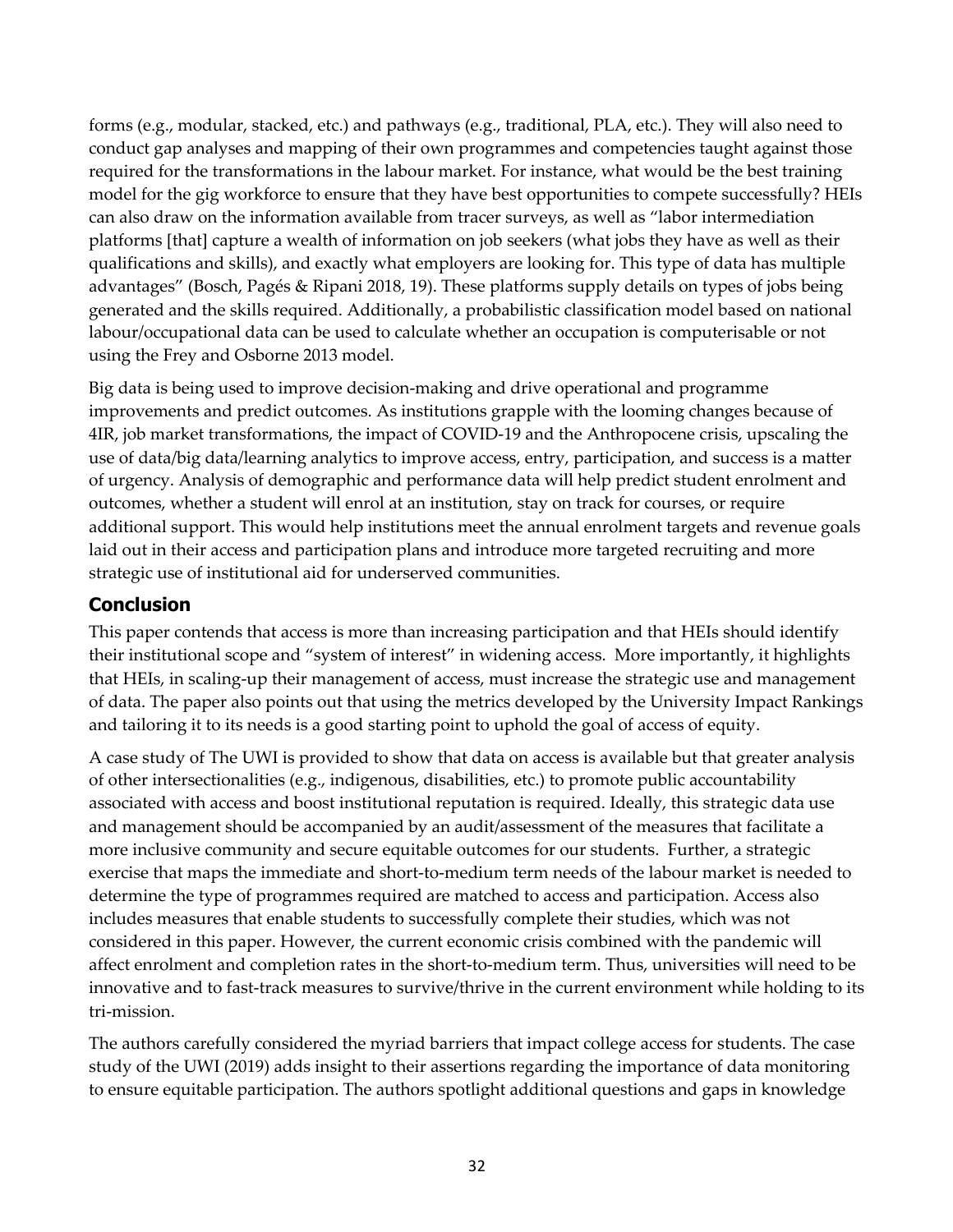forms (e.g., modular, stacked, etc.) and pathways (e.g., traditional, PLA, etc.). They will also need to conduct gap analyses and mapping of their own programmes and competencies taught against those required for the transformations in the labour market. For instance, what would be the best training model for the gig workforce to ensure that they have best opportunities to compete successfully? HEIs can also draw on the information available from tracer surveys, as well as "labor intermediation platforms [that] capture a wealth of information on job seekers (what jobs they have as well as their qualifications and skills), and exactly what employers are looking for. This type of data has multiple advantages" (Bosch, Pagés & Ripani 2018, 19). These platforms supply details on types of jobs being generated and the skills required. Additionally, a probabilistic classification model based on national labour/occupational data can be used to calculate whether an occupation is computerisable or not using the Frey and Osborne 2013 model.

Big data is being used to improve decision-making and drive operational and programme improvements and predict outcomes. As institutions grapple with the looming changes because of 4IR, job market transformations, the impact of COVID-19 and the Anthropocene crisis, upscaling the use of data/big data/learning analytics to improve access, entry, participation, and success is a matter of urgency. Analysis of demographic and performance data will help predict student enrolment and outcomes, whether a student will enrol at an institution, stay on track for courses, or require additional support. This would help institutions meet the annual enrolment targets and revenue goals laid out in their access and participation plans and introduce more targeted recruiting and more strategic use of institutional aid for underserved communities.

## Conclusion

This paper contends that access is more than increasing participation and that HEIs should identify their institutional scope and "system of interest" in widening access. More importantly, it highlights that HEIs, in scaling-up their management of access, must increase the strategic use and management of data. The paper also points out that using the metrics developed by the University Impact Rankings and tailoring it to its needs is a good starting point to uphold the goal of access of equity.

A case study of The UWI is provided to show that data on access is available but that greater analysis of other intersectionalities (e.g., indigenous, disabilities, etc.) to promote public accountability associated with access and boost institutional reputation is required. Ideally, this strategic data use and management should be accompanied by an audit/assessment of the measures that facilitate a more inclusive community and secure equitable outcomes for our students. Further, a strategic exercise that maps the immediate and short-to-medium term needs of the labour market is needed to determine the type of programmes required are matched to access and participation. Access also includes measures that enable students to successfully complete their studies, which was not considered in this paper. However, the current economic crisis combined with the pandemic will affect enrolment and completion rates in the short-to-medium term. Thus, universities will need to be innovative and to fast-track measures to survive/thrive in the current environment while holding to its tri-mission.

The authors carefully considered the myriad barriers that impact college access for students. The case study of the UWI (2019) adds insight to their assertions regarding the importance of data monitoring to ensure equitable participation. The authors spotlight additional questions and gaps in knowledge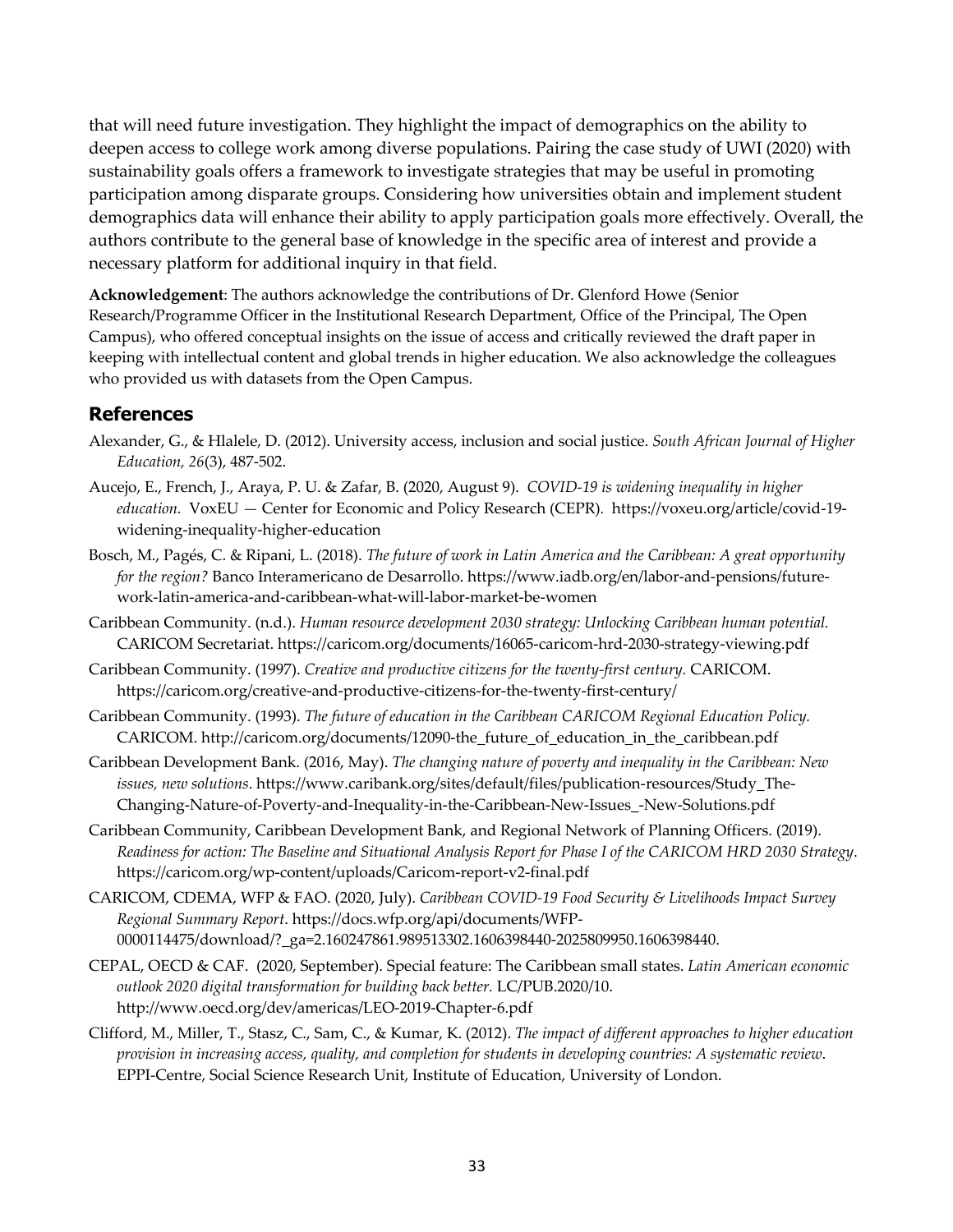that will need future investigation. They highlight the impact of demographics on the ability to deepen access to college work among diverse populations. Pairing the case study of UWI (2020) with sustainability goals offers a framework to investigate strategies that may be useful in promoting participation among disparate groups. Considering how universities obtain and implement student demographics data will enhance their ability to apply participation goals more effectively. Overall, the authors contribute to the general base of knowledge in the specific area of interest and provide a necessary platform for additional inquiry in that field.

**Acknowledgement**: The authors acknowledge the contributions of Dr. Glenford Howe (Senior Research/Programme Officer in the Institutional Research Department, Office of the Principal, The Open Campus), who offered conceptual insights on the issue of access and critically reviewed the draft paper in keeping with intellectual content and global trends in higher education. We also acknowledge the colleagues who provided us with datasets from the Open Campus.

## References

Alexander, G., & Hlalele, D. (2012). University access, inclusion and social justice. *South African Journal of Higher Education, 26*(3), 487-502.

Aucejo, E., French, J., Araya, P. U. & Zafar, B. (2020, August 9). *COVID-19 is widening inequality in higher education.* VoxEU — Center for Economic and Policy Research (CEPR). https://voxeu.org/article/covid-19-widening-inequality-higher-education

Bosch, M., Pagés, C. & Ripani, L. (2018). *The future of work in Latin America and the Caribbean: A great opportunity for the region?* Banco Interamericano de Desarrollo. https://www.iadb.org/en/labor-and-pensions/future-work-latin-america-and-caribbean-what-will-labor-market-be-women

Caribbean Community. (n.d.). *Human resource development 2030 strategy: Unlocking Caribbean human potential.* CARICOM Secretariat. https://caricom.org/documents/16065-caricom-hrd-2030-strategy-viewing.pdf

Caribbean Community. (1997). *Creative and productive citizens for the twenty-first century.* CARICOM. https://caricom.org/creative-and-productive-citizens-for-the-twenty-first-century/

Caribbean Community. (1993). *The future of education in the Caribbean CARICOM Regional Education Policy.* CARICOM. http://caricom.org/documents/12090-the_future_of_education_in_the_caribbean.pdf

Caribbean Development Bank. (2016, May). *The changing nature of poverty and inequality in the Caribbean: New issues, new solutions*. https://www.caribank.org/sites/default/files/publication-resources/Study_The-Changing-Nature-of-Poverty-and-Inequality-in-the-Caribbean-New-Issues_-New-Solutions.pdf

Caribbean Community, Caribbean Development Bank, and Regional Network of Planning Officers. (2019). *Readiness for action: The Baseline and Situational Analysis Report for Phase I of the CARICOM HRD 2030 Strategy*. https://caricom.org/wp-content/uploads/Caricom-report-v2-final.pdf

CARICOM, CDEMA, WFP & FAO. (2020, July). *Caribbean COVID-19 Food Security & Livelihoods Impact Survey Regional Summary Report*. https://docs.wfp.org/api/documents/WFP-0000114475/download/?_ga=2.160247861.989513302.1606398440-2025809950.1606398440.

CEPAL, OECD & CAF. (2020, September). Special feature: The Caribbean small states. *Latin American economic outlook 2020 digital transformation for building back better.* LC/PUB.2020/10. http://www.oecd.org/dev/americas/LEO-2019-Chapter-6.pdf

Clifford, M., Miller, T., Stasz, C., Sam, C., & Kumar, K. (2012). *The impact of different approaches to higher education provision in increasing access, quality, and completion for students in developing countries: A systematic review*. EPPI-Centre, Social Science Research Unit, Institute of Education, University of London.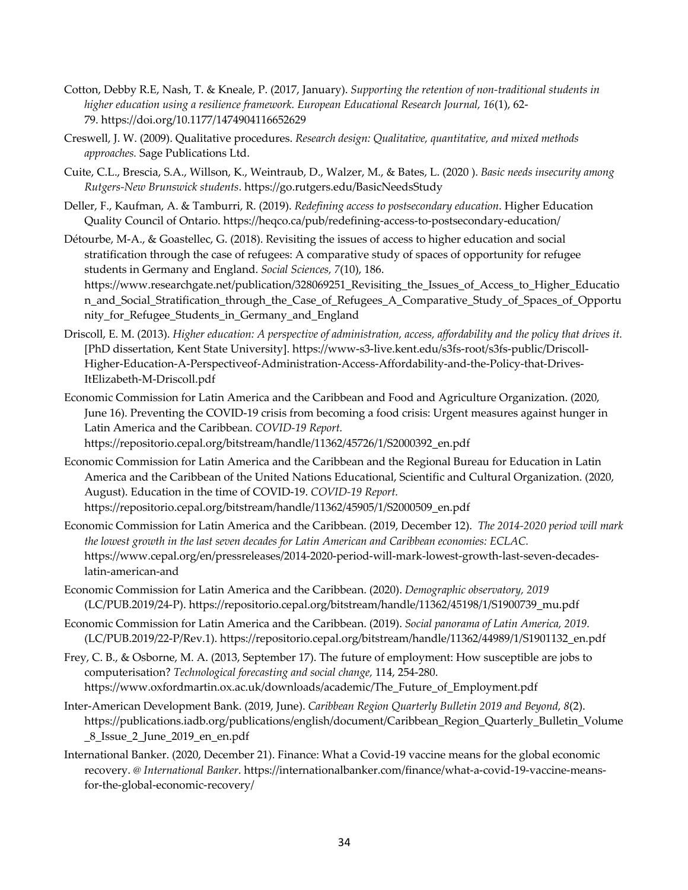Cotton, Debby R.E, Nash, T. & Kneale, P. (2017, January). *Supporting the retention of non-traditional students in higher education using a resilience framework. European Educational Research Journal, 16*(1), 62-79. https://doi.org/10.1177/1474904116652629

Creswell, J. W. (2009). Qualitative procedures. *Research design: Qualitative, quantitative, and mixed methods approaches.* Sage Publications Ltd.

Cuite, C.L., Brescia, S.A., Willson, K., Weintraub, D., Walzer, M., & Bates, L. (2020 ). *Basic needs insecurity among Rutgers-New Brunswick students*. https://go.rutgers.edu/BasicNeedsStudy

Deller, F., Kaufman, A. & Tamburri, R. (2019). *Redefining access to postsecondary education*. Higher Education Quality Council of Ontario. https://heqco.ca/pub/redefining-access-to-postsecondary-education/

Détourbe, M-A., & Goastellec, G. (2018). Revisiting the issues of access to higher education and social stratification through the case of refugees: A comparative study of spaces of opportunity for refugee students in Germany and England. *Social Sciences, 7*(10), 186. https://www.researchgate.net/publication/328069251_Revisiting_the_Issues_of_Access_to_Higher_Education_and_Social_Stratification_through_the_Case_of_Refugees_A_Comparative_Study_of_Spaces_of_Opportunity_for_Refugee_Students_in_Germany_and_England

Driscoll, E. M. (2013). *Higher education: A perspective of administration, access, affordability and the policy that drives it.* [PhD dissertation, Kent State University]. https://www-s3-live.kent.edu/s3fs-root/s3fs-public/Driscoll-Higher-Education-A-Perspectiveof-Administration-Access-Affordability-and-the-Policy-that-Drives-ItElizabeth-M-Driscoll.pdf

Economic Commission for Latin America and the Caribbean and Food and Agriculture Organization. (2020, June 16). Preventing the COVID-19 crisis from becoming a food crisis: Urgent measures against hunger in Latin America and the Caribbean. *COVID-19 Report.* https://repositorio.cepal.org/bitstream/handle/11362/45726/1/S2000392_en.pdf

Economic Commission for Latin America and the Caribbean and the Regional Bureau for Education in Latin America and the Caribbean of the United Nations Educational, Scientific and Cultural Organization. (2020, August). Education in the time of COVID-19. *COVID-19 Report.* https://repositorio.cepal.org/bitstream/handle/11362/45905/1/S2000509_en.pdf

Economic Commission for Latin America and the Caribbean. (2019, December 12). *The 2014-2020 period will mark the lowest growth in the last seven decades for Latin American and Caribbean economies: ECLAC.* https://www.cepal.org/en/pressreleases/2014-2020-period-will-mark-lowest-growth-last-seven-decades-latin-american-and

Economic Commission for Latin America and the Caribbean. (2020). *Demographic observatory, 2019* (LC/PUB.2019/24-P). https://repositorio.cepal.org/bitstream/handle/11362/45198/1/S1900739_mu.pdf

Economic Commission for Latin America and the Caribbean. (2019). *Social panorama of Latin America, 2019.* (LC/PUB.2019/22-P/Rev.1). https://repositorio.cepal.org/bitstream/handle/11362/44989/1/S1901132_en.pdf

Frey, C. B., & Osborne, M. A. (2013, September 17). The future of employment: How susceptible are jobs to computerisation? *Technological forecasting and social change,* 114, 254-280. https://www.oxfordmartin.ox.ac.uk/downloads/academic/The_Future_of_Employment.pdf

Inter-American Development Bank. (2019, June). *Caribbean Region Quarterly Bulletin 2019 and Beyond, 8*(2). https://publications.iadb.org/publications/english/document/Caribbean_Region_Quarterly_Bulletin_Volume_8_Issue_2_June_2019_en_en.pdf

International Banker. (2020, December 21). Finance: What a Covid-19 vaccine means for the global economic recovery. *@ International Banker*. https://internationalbanker.com/finance/what-a-covid-19-vaccine-means-for-the-global-economic-recovery/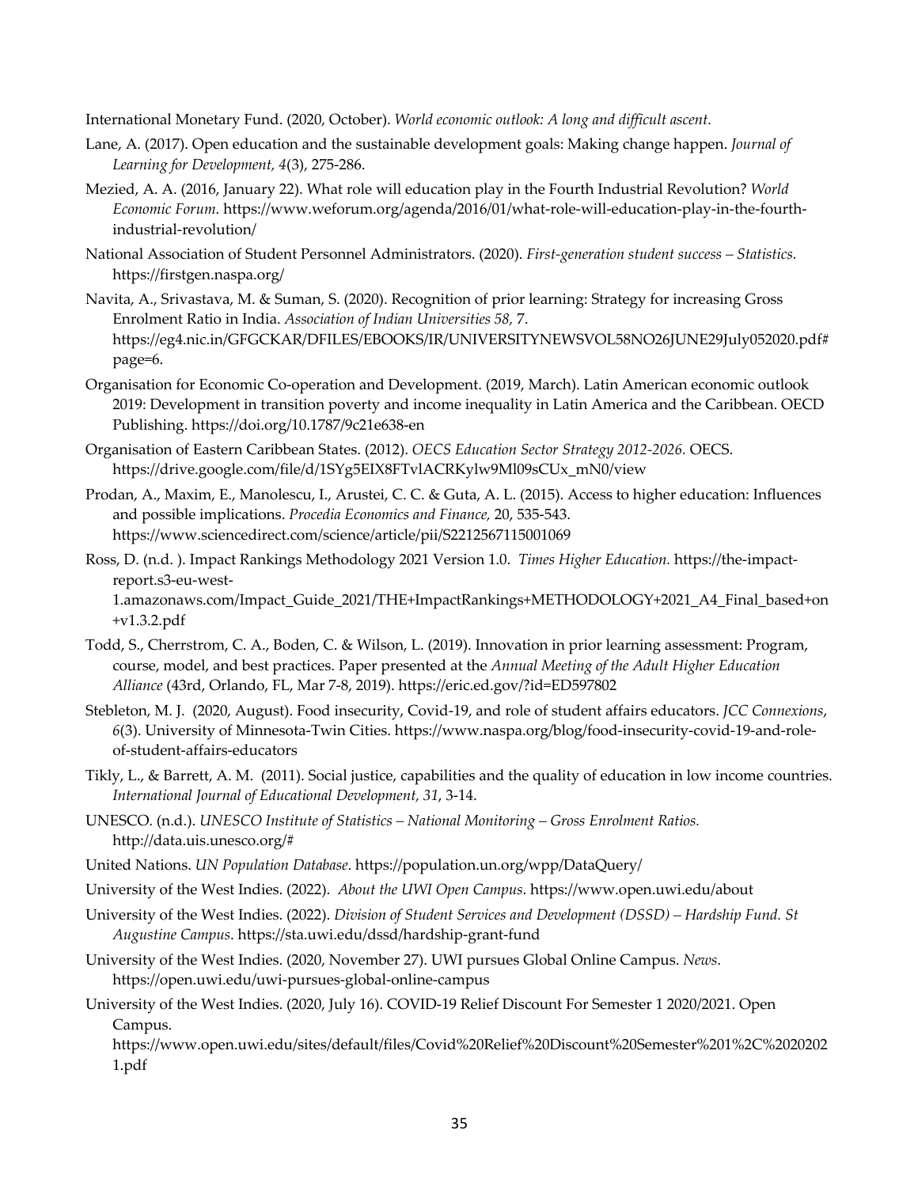International Monetary Fund. (2020, October). *World economic outlook: A long and difficult ascent.*

Lane, A. (2017). Open education and the sustainable development goals: Making change happen. *Journal of Learning for Development, 4*(3), 275-286.

Mezied, A. A. (2016, January 22). What role will education play in the Fourth Industrial Revolution? *World Economic Forum.* https://www.weforum.org/agenda/2016/01/what-role-will-education-play-in-the-fourth-industrial-revolution/

National Association of Student Personnel Administrators. (2020). *First-generation student success – Statistics.* https://firstgen.naspa.org/

Navita, A., Srivastava, M. & Suman, S. (2020). Recognition of prior learning: Strategy for increasing Gross Enrolment Ratio in India. *Association of Indian Universities 58,* 7. https://eg4.nic.in/GFGCKAR/DFILES/EBOOKS/IR/UNIVERSITYNEWSVOL58NO26JUNE29July052020.pdf#page=6.

Organisation for Economic Co-operation and Development. (2019, March). Latin American economic outlook 2019: Development in transition poverty and income inequality in Latin America and the Caribbean. OECD Publishing. https://doi.org/10.1787/9c21e638-en

Organisation of Eastern Caribbean States. (2012). *OECS Education Sector Strategy 2012-2026.* OECS. https://drive.google.com/file/d/1SYg5EIX8FTvlACRKylw9Ml09sCUx_mN0/view

Prodan, A., Maxim, E., Manolescu, I., Arustei, C. C. & Guta, A. L. (2015). Access to higher education: Influences and possible implications. *Procedia Economics and Finance,* 20, 535-543. https://www.sciencedirect.com/science/article/pii/S2212567115001069

Ross, D. (n.d. ). Impact Rankings Methodology 2021 Version 1.0. *Times Higher Education.* https://the-impact-report.s3-eu-west-1.amazonaws.com/Impact_Guide_2021/THE+ImpactRankings+METHODOLOGY+2021_A4_Final_based+on+v1.3.2.pdf

Todd, S., Cherrstrom, C. A., Boden, C. & Wilson, L. (2019). Innovation in prior learning assessment: Program, course, model, and best practices. Paper presented at the *Annual Meeting of the Adult Higher Education Alliance* (43rd, Orlando, FL, Mar 7-8, 2019). https://eric.ed.gov/?id=ED597802

Stebleton, M. J. (2020, August). Food insecurity, Covid-19, and role of student affairs educators. *JCC Connexions*, *6*(3). University of Minnesota-Twin Cities. https://www.naspa.org/blog/food-insecurity-covid-19-and-role-of-student-affairs-educators

Tikly, L., & Barrett, A. M. (2011). Social justice, capabilities and the quality of education in low income countries. *International Journal of Educational Development, 31*, 3-14.

UNESCO. (n.d.). *UNESCO Institute of Statistics – National Monitoring – Gross Enrolment Ratios.* http://data.uis.unesco.org/#

United Nations. *UN Population Database*. https://population.un.org/wpp/DataQuery/

University of the West Indies. (2022). *About the UWI Open Campus*. https://www.open.uwi.edu/about

University of the West Indies. (2022). *Division of Student Services and Development (DSSD) – Hardship Fund. St Augustine Campus*. https://sta.uwi.edu/dssd/hardship-grant-fund

University of the West Indies. (2020, November 27). UWI pursues Global Online Campus. *News*. https://open.uwi.edu/uwi-pursues-global-online-campus

University of the West Indies. (2020, July 16). COVID-19 Relief Discount For Semester 1 2020/2021. Open Campus. https://www.open.uwi.edu/sites/default/files/Covid%20Relief%20Discount%20Semester%201%2C%20202021.pdf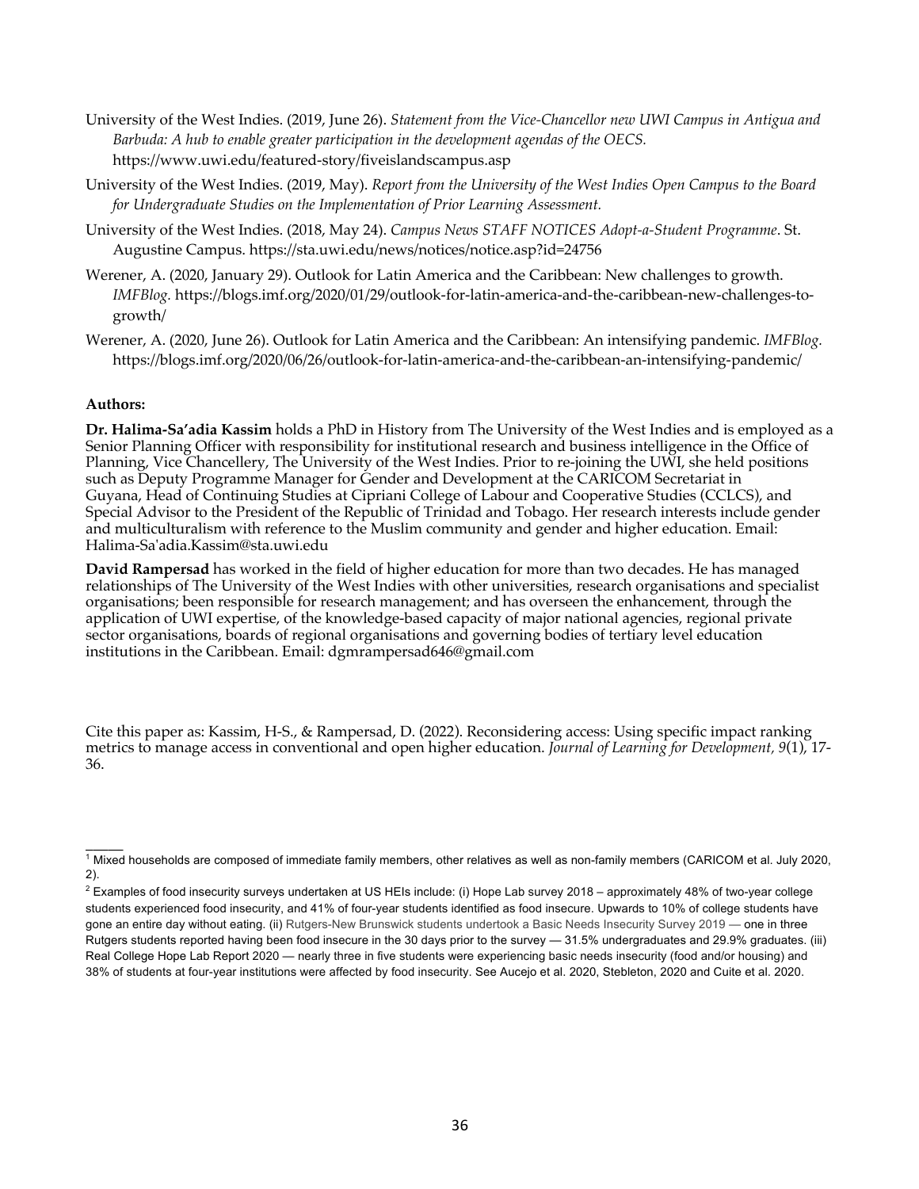University of the West Indies. (2019, June 26). *Statement from the Vice-Chancellor new UWI Campus in Antigua and Barbuda: A hub to enable greater participation in the development agendas of the OECS.* https://www.uwi.edu/featured-story/fiveislandscampus.asp

University of the West Indies. (2019, May). *Report from the University of the West Indies Open Campus to the Board for Undergraduate Studies on the Implementation of Prior Learning Assessment.*

University of the West Indies. (2018, May 24). *Campus News STAFF NOTICES Adopt-a-Student Programme*. St. Augustine Campus. https://sta.uwi.edu/news/notices/notice.asp?id=24756

Werener, A. (2020, January 29). Outlook for Latin America and the Caribbean: New challenges to growth. *IMFBlog.* https://blogs.imf.org/2020/01/29/outlook-for-latin-america-and-the-caribbean-new-challenges-to-growth/

Werener, A. (2020, June 26). Outlook for Latin America and the Caribbean: An intensifying pandemic. *IMFBlog.* https://blogs.imf.org/2020/06/26/outlook-for-latin-america-and-the-caribbean-an-intensifying-pandemic/

**Authors:**

**Dr. Halima-Sa'adia Kassim** holds a PhD in History from The University of the West Indies and is employed as a Senior Planning Officer with responsibility for institutional research and business intelligence in the Office of Planning, Vice Chancellery, The University of the West Indies. Prior to re-joining the UWI, she held positions such as Deputy Programme Manager for Gender and Development at the CARICOM Secretariat in Guyana, Head of Continuing Studies at Cipriani College of Labour and Cooperative Studies (CCLCS), and Special Advisor to the President of the Republic of Trinidad and Tobago. Her research interests include gender and multiculturalism with reference to the Muslim community and gender and higher education. Email: Halima-Sa'adia.Kassim@sta.uwi.edu

**David Rampersad** has worked in the field of higher education for more than two decades. He has managed relationships of The University of the West Indies with other universities, research organisations and specialist organisations; been responsible for research management; and has overseen the enhancement, through the application of UWI expertise, of the knowledge-based capacity of major national agencies, regional private sector organisations, boards of regional organisations and governing bodies of tertiary level education institutions in the Caribbean. Email: dgmrampersad646@gmail.com

Cite this paper as: Kassim, H-S., & Rampersad, D. (2022). Reconsidering access: Using specific impact ranking metrics to manage access in conventional and open higher education. *Journal of Learning for Development, 9*(1), 17-36.

---

[1] Mixed households are composed of immediate family members, other relatives as well as non-family members (CARICOM et al. July 2020, 2).

[2] Examples of food insecurity surveys undertaken at US HEIs include: (i) Hope Lab survey 2018 – approximately 48% of two-year college students experienced food insecurity, and 41% of four-year students identified as food insecure. Upwards to 10% of college students have gone an entire day without eating. (ii) Rutgers-New Brunswick students undertook a Basic Needs Insecurity Survey 2019 — one in three Rutgers students reported having been food insecure in the 30 days prior to the survey — 31.5% undergraduates and 29.9% graduates. (iii) Real College Hope Lab Report 2020 — nearly three in five students were experiencing basic needs insecurity (food and/or housing) and 38% of students at four-year institutions were affected by food insecurity. See Aucejo et al. 2020, Stebleton, 2020 and Cuite et al. 2020.